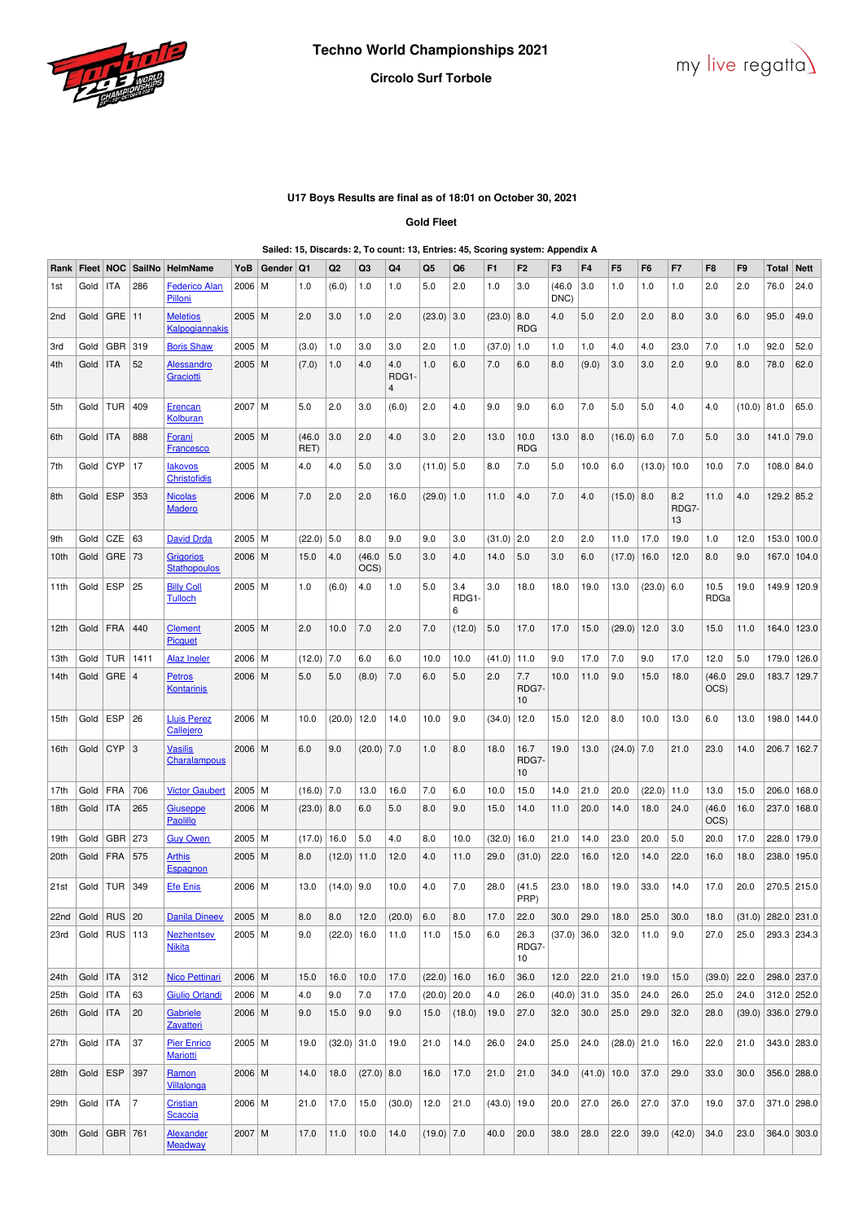# Techno World Championships 2021

## Circolo Surf Torbole

### U17 Boys Results are final as of 18:01 on October 30, 2021

**Gold Fleet**

**Sailed: 15, Discards: 2, To count: 13, Entries: 45, Scoring system: Appendix A**

| Rank | Fleet | NOC | SailNo | HelmName | YoB | Gender | Q1 | Q2 | Q3 | Q4 | Q5 | Q6 | F1 | F2 | F3 | F4 | F5 | F6 | F7 | F8 | F9 | Total | Nett |
|---|---|---|---|---|---|---|---|---|---|---|---|---|---|---|---|---|---|---|---|---|---|---|---|
| 1st | Gold | ITA | 286 | Federico Alan Pilloni | 2006 | M | 1.0 | (6.0) | 1.0 | 1.0 | 5.0 | 2.0 | 1.0 | 3.0 | (46.0 DNC) | 3.0 | 1.0 | 1.0 | 1.0 | 2.0 | 2.0 | 76.0 | 24.0 |
| 2nd | Gold | GRE | 11 | Meletios Kalpogiannakis | 2005 | M | 2.0 | 3.0 | 1.0 | 2.0 | (23.0) | 3.0 | (23.0) | 8.0 RDG | 4.0 | 5.0 | 2.0 | 2.0 | 8.0 | 3.0 | 6.0 | 95.0 | 49.0 |
| 3rd | Gold | GBR | 319 | Boris Shaw | 2005 | M | (3.0) | 1.0 | 3.0 | 3.0 | 2.0 | 1.0 | (37.0) | 1.0 | 1.0 | 1.0 | 4.0 | 4.0 | 23.0 | 7.0 | 1.0 | 92.0 | 52.0 |
| 4th | Gold | ITA | 52 | Alessandro Graciotti | 2005 | M | (7.0) | 1.0 | 4.0 | 4.0 RDG1-4 | 1.0 | 6.0 | 7.0 | 6.0 | 8.0 | (9.0) | 3.0 | 3.0 | 2.0 | 9.0 | 8.0 | 78.0 | 62.0 |
| 5th | Gold | TUR | 409 | Erencan Kolburan | 2007 | M | 5.0 | 2.0 | 3.0 | (6.0) | 2.0 | 4.0 | 9.0 | 9.0 | 6.0 | 7.0 | 5.0 | 5.0 | 4.0 | 4.0 | (10.0) | 81.0 | 65.0 |
| 6th | Gold | ITA | 888 | Forani Francesco | 2005 | M | (46.0 RET) | 3.0 | 2.0 | 4.0 | 3.0 | 2.0 | 13.0 | 10.0 RDG | 13.0 | 8.0 | (16.0) | 6.0 | 7.0 | 5.0 | 3.0 | 141.0 | 79.0 |
| 7th | Gold | CYP | 17 | Iakovos Christofidis | 2005 | M | 4.0 | 4.0 | 5.0 | 3.0 | (11.0) | 5.0 | 8.0 | 7.0 | 5.0 | 10.0 | 6.0 | (13.0) | 10.0 | 10.0 | 7.0 | 108.0 | 84.0 |
| 8th | Gold | ESP | 353 | Nicolas Madero | 2006 | M | 7.0 | 2.0 | 2.0 | 16.0 | (29.0) | 1.0 | 11.0 | 4.0 | 7.0 | 4.0 | (15.0) | 8.0 | 8.2 RDG7-13 | 11.0 | 4.0 | 129.2 | 85.2 |
| 9th | Gold | CZE | 63 | David Drda | 2005 | M | (22.0) | 5.0 | 8.0 | 9.0 | 9.0 | 3.0 | (31.0) | 2.0 | 2.0 | 2.0 | 11.0 | 17.0 | 19.0 | 1.0 | 12.0 | 153.0 | 100.0 |
| 10th | Gold | GRE | 73 | Grigorios Stathopoulos | 2006 | M | 15.0 | 4.0 | (46.0 OCS) | 5.0 | 3.0 | 4.0 | 14.0 | 5.0 | 3.0 | 6.0 | (17.0) | 16.0 | 12.0 | 8.0 | 9.0 | 167.0 | 104.0 |
| 11th | Gold | ESP | 25 | Billy Coll Tulloch | 2005 | M | 1.0 | (6.0) | 4.0 | 1.0 | 5.0 | 3.4 RDG1-6 | 3.0 | 18.0 | 18.0 | 19.0 | 13.0 | (23.0) | 6.0 | 10.5 RDGa | 19.0 | 149.9 | 120.9 |
| 12th | Gold | FRA | 440 | Clement Picquet | 2005 | M | 2.0 | 10.0 | 7.0 | 2.0 | 7.0 | (12.0) | 5.0 | 17.0 | 17.0 | 15.0 | (29.0) | 12.0 | 3.0 | 15.0 | 11.0 | 164.0 | 123.0 |
| 13th | Gold | TUR | 1411 | Alaz Ineler | 2006 | M | (12.0) | 7.0 | 6.0 | 6.0 | 10.0 | 10.0 | (41.0) | 11.0 | 9.0 | 17.0 | 7.0 | 9.0 | 17.0 | 12.0 | 5.0 | 179.0 | 126.0 |
| 14th | Gold | GRE | 4 | Petros Kontarinis | 2006 | M | 5.0 | 5.0 | (8.0) | 7.0 | 6.0 | 5.0 | 2.0 | 7.7 RDG7-10 | 10.0 | 11.0 | 9.0 | 15.0 | 18.0 | (46.0 OCS) | 29.0 | 183.7 | 129.7 |
| 15th | Gold | ESP | 26 | Lluis Perez Callejero | 2006 | M | 10.0 | (20.0) | 12.0 | 14.0 | 10.0 | 9.0 | (34.0) | 12.0 | 15.0 | 12.0 | 8.0 | 10.0 | 13.0 | 6.0 | 13.0 | 198.0 | 144.0 |
| 16th | Gold | CYP | 3 | Vasilis Charalampous | 2006 | M | 6.0 | 9.0 | (20.0) | 7.0 | 1.0 | 8.0 | 18.0 | 16.7 RDG7-10 | 19.0 | 13.0 | (24.0) | 7.0 | 21.0 | 23.0 | 14.0 | 206.7 | 162.7 |
| 17th | Gold | FRA | 706 | Victor Gaubert | 2005 | M | (16.0) | 7.0 | 13.0 | 16.0 | 7.0 | 6.0 | 10.0 | 15.0 | 14.0 | 21.0 | 20.0 | (22.0) | 11.0 | 13.0 | 15.0 | 206.0 | 168.0 |
| 18th | Gold | ITA | 265 | Giuseppe Paolillo | 2006 | M | (23.0) | 8.0 | 6.0 | 5.0 | 8.0 | 9.0 | 15.0 | 14.0 | 11.0 | 20.0 | 14.0 | 18.0 | 24.0 | (46.0 OCS) | 16.0 | 237.0 | 168.0 |
| 19th | Gold | GBR | 273 | Guy Owen | 2005 | M | (17.0) | 16.0 | 5.0 | 4.0 | 8.0 | 10.0 | (32.0) | 16.0 | 21.0 | 14.0 | 23.0 | 20.0 | 5.0 | 20.0 | 17.0 | 228.0 | 179.0 |
| 20th | Gold | FRA | 575 | Arthis Espagnon | 2005 | M | 8.0 | (12.0) | 11.0 | 12.0 | 4.0 | 11.0 | 29.0 | (31.0) | 22.0 | 16.0 | 12.0 | 14.0 | 22.0 | 16.0 | 18.0 | 238.0 | 195.0 |
| 21st | Gold | TUR | 349 | Efe Enis | 2006 | M | 13.0 | (14.0) | 9.0 | 10.0 | 4.0 | 7.0 | 28.0 | (41.5 PRP) | 23.0 | 18.0 | 19.0 | 33.0 | 14.0 | 17.0 | 20.0 | 270.5 | 215.0 |
| 22nd | Gold | RUS | 20 | Danila Dineev | 2005 | M | 8.0 | 8.0 | 12.0 | (20.0) | 6.0 | 8.0 | 17.0 | 22.0 | 30.0 | 29.0 | 18.0 | 25.0 | 30.0 | 18.0 | (31.0) | 282.0 | 231.0 |
| 23rd | Gold | RUS | 113 | Nezhentsev Nikita | 2005 | M | 9.0 | (22.0) | 16.0 | 11.0 | 11.0 | 15.0 | 6.0 | 26.3 RDG7-10 | (37.0) | 36.0 | 32.0 | 11.0 | 9.0 | 27.0 | 25.0 | 293.3 | 234.3 |
| 24th | Gold | ITA | 312 | Nico Pettinari | 2006 | M | 15.0 | 16.0 | 10.0 | 17.0 | (22.0) | 16.0 | 16.0 | 36.0 | 12.0 | 22.0 | 21.0 | 19.0 | 15.0 | (39.0) | 22.0 | 298.0 | 237.0 |
| 25th | Gold | ITA | 63 | Giulio Orlandi | 2006 | M | 4.0 | 9.0 | 7.0 | 17.0 | (20.0) | 20.0 | 4.0 | 26.0 | (40.0) | 31.0 | 35.0 | 24.0 | 26.0 | 25.0 | 24.0 | 312.0 | 252.0 |
| 26th | Gold | ITA | 20 | Gabriele Zavatteri | 2006 | M | 9.0 | 15.0 | 9.0 | 9.0 | 15.0 | (18.0) | 19.0 | 27.0 | 32.0 | 30.0 | 25.0 | 29.0 | 32.0 | 28.0 | (39.0) | 336.0 | 279.0 |
| 27th | Gold | ITA | 37 | Pier Enrico Mariotti | 2005 | M | 19.0 | (32.0) | 31.0 | 19.0 | 21.0 | 14.0 | 26.0 | 24.0 | 25.0 | 24.0 | (28.0) | 21.0 | 16.0 | 22.0 | 21.0 | 343.0 | 283.0 |
| 28th | Gold | ESP | 397 | Ramon Villalonga | 2006 | M | 14.0 | 18.0 | (27.0) | 8.0 | 16.0 | 17.0 | 21.0 | 21.0 | 34.0 | (41.0) | 10.0 | 37.0 | 29.0 | 33.0 | 30.0 | 356.0 | 288.0 |
| 29th | Gold | ITA | 7 | Cristian Scaccia | 2006 | M | 21.0 | 17.0 | 15.0 | (30.0) | 12.0 | 21.0 | (43.0) | 19.0 | 20.0 | 27.0 | 26.0 | 27.0 | 37.0 | 19.0 | 37.0 | 371.0 | 298.0 |
| 30th | Gold | GBR | 761 | Alexander Meadway | 2007 | M | 17.0 | 11.0 | 10.0 | 14.0 | (19.0) | 7.0 | 40.0 | 20.0 | 38.0 | 28.0 | 22.0 | 39.0 | (42.0) | 34.0 | 23.0 | 364.0 | 303.0 |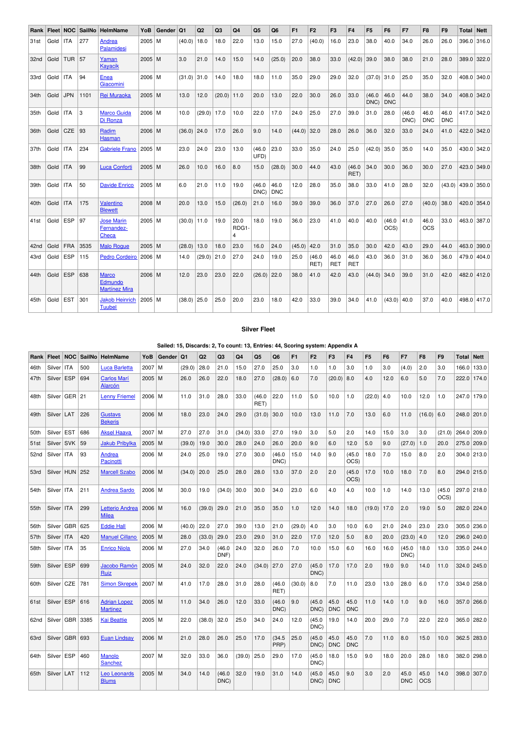| Rank | Fleet | NOC | SailNo | HelmName | YoB | Gender | Q1 | Q2 | Q3 | Q4 | Q5 | Q6 | F1 | F2 | F3 | F4 | F5 | F6 | F7 | F8 | F9 | Total | Nett |
|---|---|---|---|---|---|---|---|---|---|---|---|---|---|---|---|---|---|---|---|---|---|---|---|
| 31st | Gold | ITA | 277 | Andrea Palamidesi | 2005 | M | (40.0) | 18.0 | 18.0 | 22.0 | 13.0 | 15.0 | 27.0 | (40.0) | 16.0 | 23.0 | 38.0 | 40.0 | 34.0 | 26.0 | 26.0 | 396.0 | 316.0 |
| 32nd | Gold | TUR | 57 | Yaman Kayacik | 2005 | M | 3.0 | 21.0 | 14.0 | 15.0 | 14.0 | (25.0) | 20.0 | 38.0 | 33.0 | (42.0) | 39.0 | 38.0 | 38.0 | 21.0 | 28.0 | 389.0 | 322.0 |
| 33rd | Gold | ITA | 94 | Enea Giacomini | 2006 | M | (31.0) | 31.0 | 14.0 | 18.0 | 18.0 | 11.0 | 35.0 | 29.0 | 29.0 | 32.0 | (37.0) | 31.0 | 25.0 | 35.0 | 32.0 | 408.0 | 340.0 |
| 34th | Gold | JPN | 1101 | Rei Muraoka | 2005 | M | 13.0 | 12.0 | (20.0) | 11.0 | 20.0 | 13.0 | 22.0 | 30.0 | 26.0 | 33.0 | (46.0 DNC) | 46.0 DNC | 44.0 | 38.0 | 34.0 | 408.0 | 342.0 |
| 35th | Gold | ITA | 3 | Marco Guida Di Ronza | 2006 | M | 10.0 | (29.0) | 17.0 | 10.0 | 22.0 | 17.0 | 24.0 | 25.0 | 27.0 | 39.0 | 31.0 | 28.0 | (46.0 DNC) | 46.0 DNC | 46.0 DNC | 417.0 | 342.0 |
| 36th | Gold | CZE | 93 | Radim Hasman | 2006 | M | (36.0) | 24.0 | 17.0 | 26.0 | 9.0 | 14.0 | (44.0) | 32.0 | 28.0 | 26.0 | 36.0 | 32.0 | 33.0 | 24.0 | 41.0 | 422.0 | 342.0 |
| 37th | Gold | ITA | 234 | Gabriele Frano | 2005 | M | 23.0 | 24.0 | 23.0 | 13.0 | (46.0 UFD) | 23.0 | 33.0 | 35.0 | 24.0 | 25.0 | (42.0) | 35.0 | 35.0 | 14.0 | 35.0 | 430.0 | 342.0 |
| 38th | Gold | ITA | 99 | Luca Conforti | 2005 | M | 26.0 | 10.0 | 16.0 | 8.0 | 15.0 | (28.0) | 30.0 | 44.0 | 43.0 | (46.0 RET) | 34.0 | 30.0 | 36.0 | 30.0 | 27.0 | 423.0 | 349.0 |
| 39th | Gold | ITA | 50 | Davide Enrico | 2005 | M | 6.0 | 21.0 | 11.0 | 19.0 | (46.0 DNC) | 46.0 DNC | 12.0 | 28.0 | 35.0 | 38.0 | 33.0 | 41.0 | 28.0 | 32.0 | (43.0) | 439.0 | 350.0 |
| 40th | Gold | ITA | 175 | Valentino Blewett | 2008 | M | 20.0 | 13.0 | 15.0 | (26.0) | 21.0 | 16.0 | 39.0 | 39.0 | 36.0 | 37.0 | 27.0 | 26.0 | 27.0 | (40.0) | 38.0 | 420.0 | 354.0 |
| 41st | Gold | ESP | 97 | Jose Marin Fernandez-Checa | 2005 | M | (30.0) | 11.0 | 19.0 | 20.0 RDG1-4 | 18.0 | 19.0 | 36.0 | 23.0 | 41.0 | 40.0 | 40.0 | (46.0 OCS) | 41.0 | 46.0 OCS | 33.0 | 463.0 | 387.0 |
| 42nd | Gold | FRA | 3535 | Malo Rogue | 2005 | M | (28.0) | 13.0 | 18.0 | 23.0 | 16.0 | 24.0 | (45.0) | 42.0 | 31.0 | 35.0 | 30.0 | 42.0 | 43.0 | 29.0 | 44.0 | 463.0 | 390.0 |
| 43rd | Gold | ESP | 115 | Pedro Cordeiro | 2006 | M | 14.0 | (29.0) | 21.0 | 27.0 | 24.0 | 19.0 | 25.0 | (46.0 RET) | 46.0 RET | 46.0 RET | 43.0 | 36.0 | 31.0 | 36.0 | 36.0 | 479.0 | 404.0 |
| 44th | Gold | ESP | 638 | Marco Edmundo Martínez Mira | 2006 | M | 12.0 | 23.0 | 23.0 | 22.0 | (26.0) | 22.0 | 38.0 | 41.0 | 42.0 | 43.0 | (44.0) | 34.0 | 39.0 | 31.0 | 42.0 | 482.0 | 412.0 |
| 45th | Gold | EST | 301 | Jakob Heinrich Tuubel | 2005 | M | (38.0) | 25.0 | 25.0 | 20.0 | 23.0 | 18.0 | 42.0 | 33.0 | 39.0 | 34.0 | 41.0 | (43.0) | 40.0 | 37.0 | 40.0 | 498.0 | 417.0 |

## Silver Fleet

**Sailed: 15, Discards: 2, To count: 13, Entries: 44, Scoring system: Appendix A**

| Rank | Fleet | NOC | SailNo | HelmName | YoB | Gender | Q1 | Q2 | Q3 | Q4 | Q5 | Q6 | F1 | F2 | F3 | F4 | F5 | F6 | F7 | F8 | F9 | Total | Nett |
|---|---|---|---|---|---|---|---|---|---|---|---|---|---|---|---|---|---|---|---|---|---|---|---|
| 46th | Silver | ITA | 500 | Luca Barletta | 2007 | M | (29.0) | 28.0 | 21.0 | 15.0 | 27.0 | 25.0 | 3.0 | 1.0 | 1.0 | 3.0 | 1.0 | 3.0 | (4.0) | 2.0 | 3.0 | 166.0 | 133.0 |
| 47th | Silver | ESP | 694 | Carlos Marí Alarcón | 2005 | M | 26.0 | 26.0 | 22.0 | 18.0 | 27.0 | (28.0) | 6.0 | 7.0 | (20.0) | 8.0 | 4.0 | 12.0 | 6.0 | 5.0 | 7.0 | 222.0 | 174.0 |
| 48th | Silver | GER | 21 | Lenny Friemel | 2006 | M | 11.0 | 31.0 | 28.0 | 33.0 | (46.0 RET) | 22.0 | 11.0 | 5.0 | 10.0 | 1.0 | (22.0) | 4.0 | 10.0 | 12.0 | 1.0 | 247.0 | 179.0 |
| 49th | Silver | LAT | 226 | Gustavs Bekeris | 2006 | M | 18.0 | 23.0 | 24.0 | 29.0 | (31.0) | 30.0 | 10.0 | 13.0 | 11.0 | 7.0 | 13.0 | 6.0 | 11.0 | (16.0) | 6.0 | 248.0 | 201.0 |
| 50th | Silver | EST | 686 | Aksel Haava | 2007 | M | 27.0 | 27.0 | 31.0 | (34.0) | 33.0 | 27.0 | 19.0 | 3.0 | 5.0 | 2.0 | 14.0 | 15.0 | 3.0 | 3.0 | (21.0) | 264.0 | 209.0 |
| 51st | Silver | SVK | 59 | Jakub Pribylka | 2005 | M | (39.0) | 19.0 | 30.0 | 28.0 | 24.0 | 26.0 | 20.0 | 9.0 | 6.0 | 12.0 | 5.0 | 9.0 | (27.0) | 1.0 | 20.0 | 275.0 | 209.0 |
| 52nd | Silver | ITA | 93 | Andrea Pacinotti | 2006 | M | 24.0 | 25.0 | 19.0 | 27.0 | 30.0 | (46.0 DNC) | 15.0 | 14.0 | 9.0 | (45.0 OCS) | 18.0 | 7.0 | 15.0 | 8.0 | 2.0 | 304.0 | 213.0 |
| 53rd | Silver | HUN | 252 | Marcell Szabo | 2006 | M | (34.0) | 20.0 | 25.0 | 28.0 | 28.0 | 13.0 | 37.0 | 2.0 | 2.0 | (45.0 OCS) | 17.0 | 10.0 | 18.0 | 7.0 | 8.0 | 294.0 | 215.0 |
| 54th | Silver | ITA | 211 | Andrea Sardo | 2006 | M | 30.0 | 19.0 | (34.0) | 30.0 | 30.0 | 34.0 | 23.0 | 6.0 | 4.0 | 4.0 | 10.0 | 1.0 | 14.0 | 13.0 | (45.0 OCS) | 297.0 | 218.0 |
| 55th | Silver | ITA | 299 | Letterio Andrea Milea | 2006 | M | 16.0 | (39.0) | 29.0 | 21.0 | 35.0 | 35.0 | 1.0 | 12.0 | 14.0 | 18.0 | (19.0) | 17.0 | 2.0 | 19.0 | 5.0 | 282.0 | 224.0 |
| 56th | Silver | GBR | 625 | Eddie Hall | 2006 | M | (40.0) | 22.0 | 27.0 | 39.0 | 13.0 | 21.0 | (29.0) | 4.0 | 3.0 | 10.0 | 6.0 | 21.0 | 24.0 | 23.0 | 23.0 | 305.0 | 236.0 |
| 57th | Silver | ITA | 420 | Manuel Cillano | 2005 | M | 28.0 | (33.0) | 29.0 | 23.0 | 29.0 | 31.0 | 22.0 | 17.0 | 12.0 | 5.0 | 8.0 | 20.0 | (23.0) | 4.0 | 12.0 | 296.0 | 240.0 |
| 58th | Silver | ITA | 35 | Enrico Niola | 2006 | M | 27.0 | 34.0 | (46.0 DNF) | 24.0 | 32.0 | 26.0 | 7.0 | 10.0 | 15.0 | 6.0 | 16.0 | 16.0 | (45.0 DNC) | 18.0 | 13.0 | 335.0 | 244.0 |
| 59th | Silver | ESP | 699 | Jacobo Ramón Ruiz | 2005 | M | 24.0 | 32.0 | 22.0 | 24.0 | (34.0) | 27.0 | 27.0 | (45.0 DNC) | 17.0 | 17.0 | 2.0 | 19.0 | 9.0 | 14.0 | 11.0 | 324.0 | 245.0 |
| 60th | Silver | CZE | 781 | Simon Skrepek | 2007 | M | 41.0 | 17.0 | 28.0 | 31.0 | 28.0 | (46.0 RET) | (30.0) | 8.0 | 7.0 | 11.0 | 23.0 | 13.0 | 28.0 | 6.0 | 17.0 | 334.0 | 258.0 |
| 61st | Silver | ESP | 616 | Adrian Lopez Martinez | 2005 | M | 11.0 | 34.0 | 26.0 | 12.0 | 33.0 | (46.0 DNC) | 9.0 | (45.0 DNC) | 45.0 DNC | 45.0 DNC | 11.0 | 14.0 | 1.0 | 9.0 | 16.0 | 357.0 | 266.0 |
| 62nd | Silver | GBR | 3385 | Kai Beattie | 2005 | M | 22.0 | (38.0) | 32.0 | 25.0 | 34.0 | 24.0 | 12.0 | (45.0 DNC) | 19.0 | 14.0 | 20.0 | 29.0 | 7.0 | 22.0 | 22.0 | 365.0 | 282.0 |
| 63rd | Silver | GBR | 693 | Euan Lindsay | 2006 | M | 21.0 | 28.0 | 26.0 | 25.0 | 17.0 | (34.5 PRP) | 25.0 | (45.0 DNC) | 45.0 DNC | 45.0 DNC | 7.0 | 11.0 | 8.0 | 15.0 | 10.0 | 362.5 | 283.0 |
| 64th | Silver | ESP | 460 | Manolo Sanchez | 2007 | M | 32.0 | 33.0 | 36.0 | (39.0) | 25.0 | 29.0 | 17.0 | (45.0 DNC) | 18.0 | 15.0 | 9.0 | 18.0 | 20.0 | 28.0 | 18.0 | 382.0 | 298.0 |
| 65th | Silver | LAT | 112 | Leo Leonards Blums | 2005 | M | 34.0 | 14.0 | (46.0 DNC) | 32.0 | 19.0 | 31.0 | 14.0 | (45.0 DNC) | 45.0 DNC | 9.0 | 3.0 | 2.0 | 45.0 DNC | 45.0 OCS | 14.0 | 398.0 | 307.0 |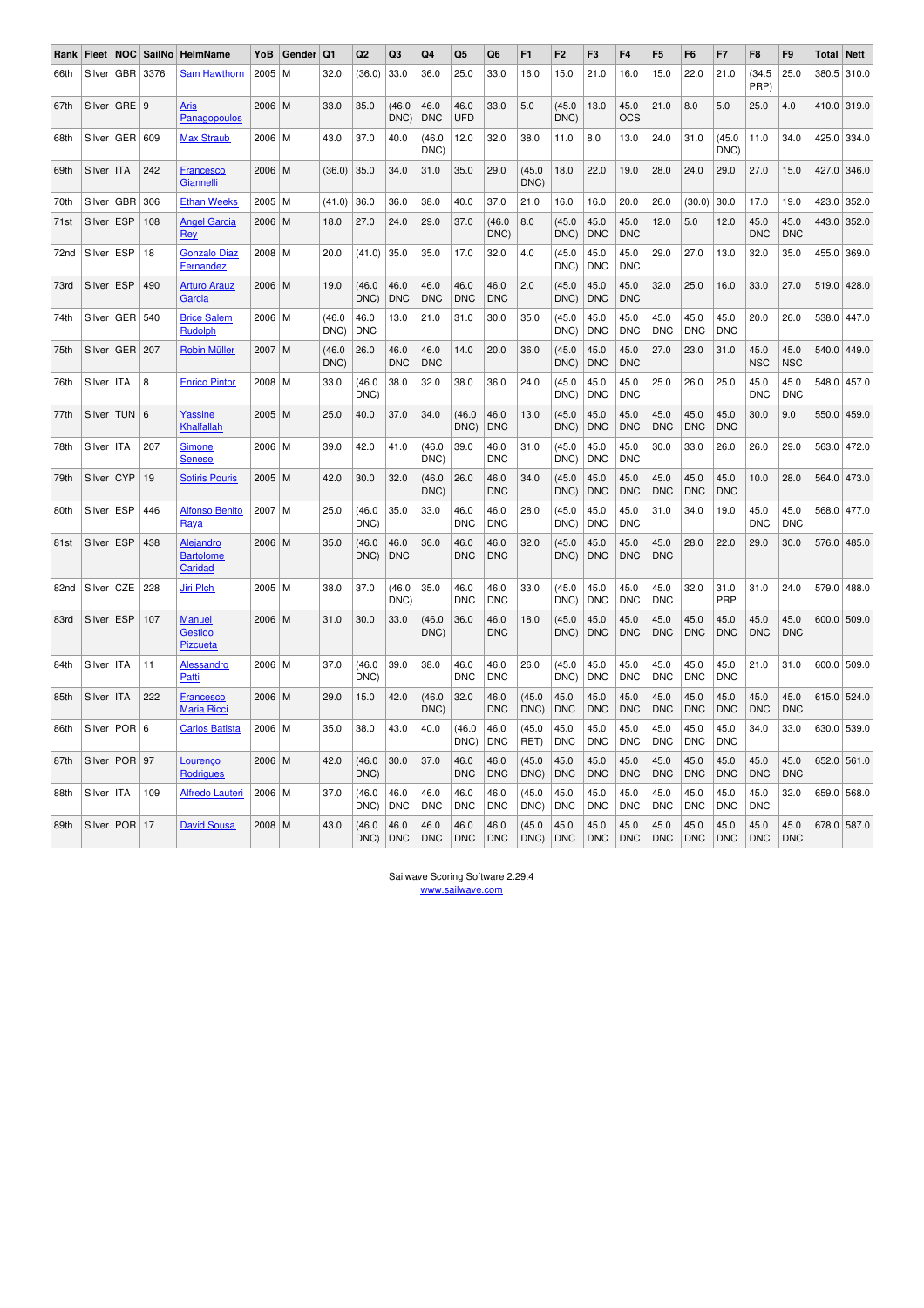| Rank | Fleet | NOC | SailNo | HelmName | YoB | Gender | Q1 | Q2 | Q3 | Q4 | Q5 | Q6 | F1 | F2 | F3 | F4 | F5 | F6 | F7 | F8 | F9 | Total | Nett |
|---|---|---|---|---|---|---|---|---|---|---|---|---|---|---|---|---|---|---|---|---|---|---|---|
| 66th | Silver | GBR | 3376 | Sam Hawthorn | 2005 | M | 32.0 | (36.0) | 33.0 | 36.0 | 25.0 | 33.0 | 16.0 | 15.0 | 21.0 | 16.0 | 15.0 | 22.0 | 21.0 | (34.5 PRP) | 25.0 | 380.5 | 310.0 |
| 67th | Silver | GRE | 9 | Aris Panagopoulos | 2006 | M | 33.0 | 35.0 | (46.0 DNC) | 46.0 DNC | 46.0 UFD | 33.0 | 5.0 | (45.0 DNC) | 13.0 | 45.0 OCS | 21.0 | 8.0 | 5.0 | 25.0 | 4.0 | 410.0 | 319.0 |
| 68th | Silver | GER | 609 | Max Straub | 2006 | M | 43.0 | 37.0 | 40.0 | (46.0 DNC) | 12.0 | 32.0 | 38.0 | 11.0 | 8.0 | 13.0 | 24.0 | 31.0 | (45.0 DNC) | 11.0 | 34.0 | 425.0 | 334.0 |
| 69th | Silver | ITA | 242 | Francesco Giannelli | 2006 | M | (36.0) | 35.0 | 34.0 | 31.0 | 35.0 | 29.0 | (45.0 DNC) | 18.0 | 22.0 | 19.0 | 28.0 | 24.0 | 29.0 | 27.0 | 15.0 | 427.0 | 346.0 |
| 70th | Silver | GBR | 306 | Ethan Weeks | 2005 | M | (41.0) | 36.0 | 36.0 | 38.0 | 40.0 | 37.0 | 21.0 | 16.0 | 16.0 | 20.0 | 26.0 | (30.0) | 30.0 | 17.0 | 19.0 | 423.0 | 352.0 |
| 71st | Silver | ESP | 108 | Angel Garcia Rey | 2006 | M | 18.0 | 27.0 | 24.0 | 29.0 | 37.0 | (46.0 DNC) | 8.0 | (45.0 DNC) | 45.0 DNC | 45.0 DNC | 12.0 | 5.0 | 12.0 | 45.0 DNC | 45.0 DNC | 443.0 | 352.0 |
| 72nd | Silver | ESP | 18 | Gonzalo Diaz Fernandez | 2008 | M | 20.0 | (41.0) | 35.0 | 35.0 | 17.0 | 32.0 | 4.0 | (45.0 DNC) | 45.0 DNC | 45.0 DNC | 29.0 | 27.0 | 13.0 | 32.0 | 35.0 | 455.0 | 369.0 |
| 73rd | Silver | ESP | 490 | Arturo Arauz Garcia | 2006 | M | 19.0 | (46.0 DNC) | 46.0 DNC | 46.0 DNC | 46.0 DNC | 46.0 DNC | 2.0 | (45.0 DNC) | 45.0 DNC | 45.0 DNC | 32.0 | 25.0 | 16.0 | 33.0 | 27.0 | 519.0 | 428.0 |
| 74th | Silver | GER | 540 | Brice Salem Rudolph | 2006 | M | (46.0 DNC) | 46.0 DNC | 13.0 | 21.0 | 31.0 | 30.0 | 35.0 | (45.0 DNC) | 45.0 DNC | 45.0 DNC | 45.0 DNC | 45.0 DNC | 45.0 DNC | 20.0 | 26.0 | 538.0 | 447.0 |
| 75th | Silver | GER | 207 | Robin Müller | 2007 | M | (46.0 DNC) | 26.0 | 46.0 DNC | 46.0 DNC | 14.0 | 20.0 | 36.0 | (45.0 DNC) | 45.0 DNC | 45.0 DNC | 27.0 | 23.0 | 31.0 | 45.0 NSC | 45.0 NSC | 540.0 | 449.0 |
| 76th | Silver | ITA | 8 | Enrico Pintor | 2008 | M | 33.0 | (46.0 DNC) | 38.0 | 32.0 | 38.0 | 36.0 | 24.0 | (45.0 DNC) | 45.0 DNC | 45.0 DNC | 25.0 | 26.0 | 25.0 | 45.0 DNC | 45.0 DNC | 548.0 | 457.0 |
| 77th | Silver | TUN | 6 | Yassine Khalfallah | 2005 | M | 25.0 | 40.0 | 37.0 | 34.0 | (46.0 DNC) | 46.0 DNC | 13.0 | (45.0 DNC) | 45.0 DNC | 45.0 DNC | 45.0 DNC | 45.0 DNC | 45.0 DNC | 30.0 | 9.0 | 550.0 | 459.0 |
| 78th | Silver | ITA | 207 | Simone Senese | 2006 | M | 39.0 | 42.0 | 41.0 | (46.0 DNC) | 39.0 | 46.0 DNC | 31.0 | (45.0 DNC) | 45.0 DNC | 45.0 DNC | 30.0 | 33.0 | 26.0 | 26.0 | 29.0 | 563.0 | 472.0 |
| 79th | Silver | CYP | 19 | Sotiris Pouris | 2005 | M | 42.0 | 30.0 | 32.0 | (46.0 DNC) | 26.0 | 46.0 DNC | 34.0 | (45.0 DNC) | 45.0 DNC | 45.0 DNC | 45.0 DNC | 45.0 DNC | 45.0 DNC | 10.0 | 28.0 | 564.0 | 473.0 |
| 80th | Silver | ESP | 446 | Alfonso Benito Raya | 2007 | M | 25.0 | (46.0 DNC) | 35.0 | 33.0 | 46.0 DNC | 46.0 DNC | 28.0 | (45.0 DNC) | 45.0 DNC | 45.0 DNC | 31.0 | 34.0 | 19.0 | 45.0 DNC | 45.0 DNC | 568.0 | 477.0 |
| 81st | Silver | ESP | 438 | Alejandro Bartolome Caridad | 2006 | M | 35.0 | (46.0 DNC) | 46.0 DNC | 36.0 | 46.0 DNC | 46.0 DNC | 32.0 | (45.0 DNC) | 45.0 DNC | 45.0 DNC | 45.0 DNC | 28.0 | 22.0 | 29.0 | 30.0 | 576.0 | 485.0 |
| 82nd | Silver | CZE | 228 | Jiri Plch | 2005 | M | 38.0 | 37.0 | (46.0 DNC) | 35.0 | 46.0 DNC | 46.0 DNC | 33.0 | (45.0 DNC) | 45.0 DNC | 45.0 DNC | 45.0 DNC | 32.0 | 31.0 PRP | 31.0 | 24.0 | 579.0 | 488.0 |
| 83rd | Silver | ESP | 107 | Manuel Gestido Pizcueta | 2006 | M | 31.0 | 30.0 | 33.0 | (46.0 DNC) | 36.0 | 46.0 DNC | 18.0 | (45.0 DNC) | 45.0 DNC | 45.0 DNC | 45.0 DNC | 45.0 DNC | 45.0 DNC | 45.0 DNC | 45.0 DNC | 600.0 | 509.0 |
| 84th | Silver | ITA | 11 | Alessandro Patti | 2006 | M | 37.0 | (46.0 DNC) | 39.0 | 38.0 | 46.0 DNC | 46.0 DNC | 26.0 | (45.0 DNC) | 45.0 DNC | 45.0 DNC | 45.0 DNC | 45.0 DNC | 45.0 DNC | 21.0 | 31.0 | 600.0 | 509.0 |
| 85th | Silver | ITA | 222 | Francesco Maria Ricci | 2006 | M | 29.0 | 15.0 | 42.0 | (46.0 DNC) | 32.0 | 46.0 DNC | (45.0 DNC) | 45.0 DNC | 45.0 DNC | 45.0 DNC | 45.0 DNC | 45.0 DNC | 45.0 DNC | 45.0 DNC | 45.0 DNC | 615.0 | 524.0 |
| 86th | Silver | POR | 6 | Carlos Batista | 2006 | M | 35.0 | 38.0 | 43.0 | 40.0 | (46.0 DNC) | 46.0 DNC | (45.0 RET) | 45.0 DNC | 45.0 DNC | 45.0 DNC | 45.0 DNC | 45.0 DNC | 45.0 DNC | 34.0 | 33.0 | 630.0 | 539.0 |
| 87th | Silver | POR | 97 | Lourenço Rodrigues | 2006 | M | 42.0 | (46.0 DNC) | 30.0 | 37.0 | 46.0 DNC | 46.0 DNC | (45.0 DNC) | 45.0 DNC | 45.0 DNC | 45.0 DNC | 45.0 DNC | 45.0 DNC | 45.0 DNC | 45.0 DNC | 45.0 DNC | 652.0 | 561.0 |
| 88th | Silver | ITA | 109 | Alfredo Lauteri | 2006 | M | 37.0 | (46.0 DNC) | 46.0 DNC | 46.0 DNC | 46.0 DNC | 46.0 DNC | (45.0 DNC) | 45.0 DNC | 45.0 DNC | 45.0 DNC | 45.0 DNC | 45.0 DNC | 45.0 DNC | 45.0 DNC | 32.0 | 659.0 | 568.0 |
| 89th | Silver | POR | 17 | David Sousa | 2008 | M | 43.0 | (46.0 DNC) | 46.0 DNC | 46.0 DNC | 46.0 DNC | 46.0 DNC | (45.0 DNC) | 45.0 DNC | 45.0 DNC | 45.0 DNC | 45.0 DNC | 45.0 DNC | 45.0 DNC | 45.0 DNC | 45.0 DNC | 678.0 | 587.0 |

Sailwave Scoring Software 2.29.4
www.sailwave.com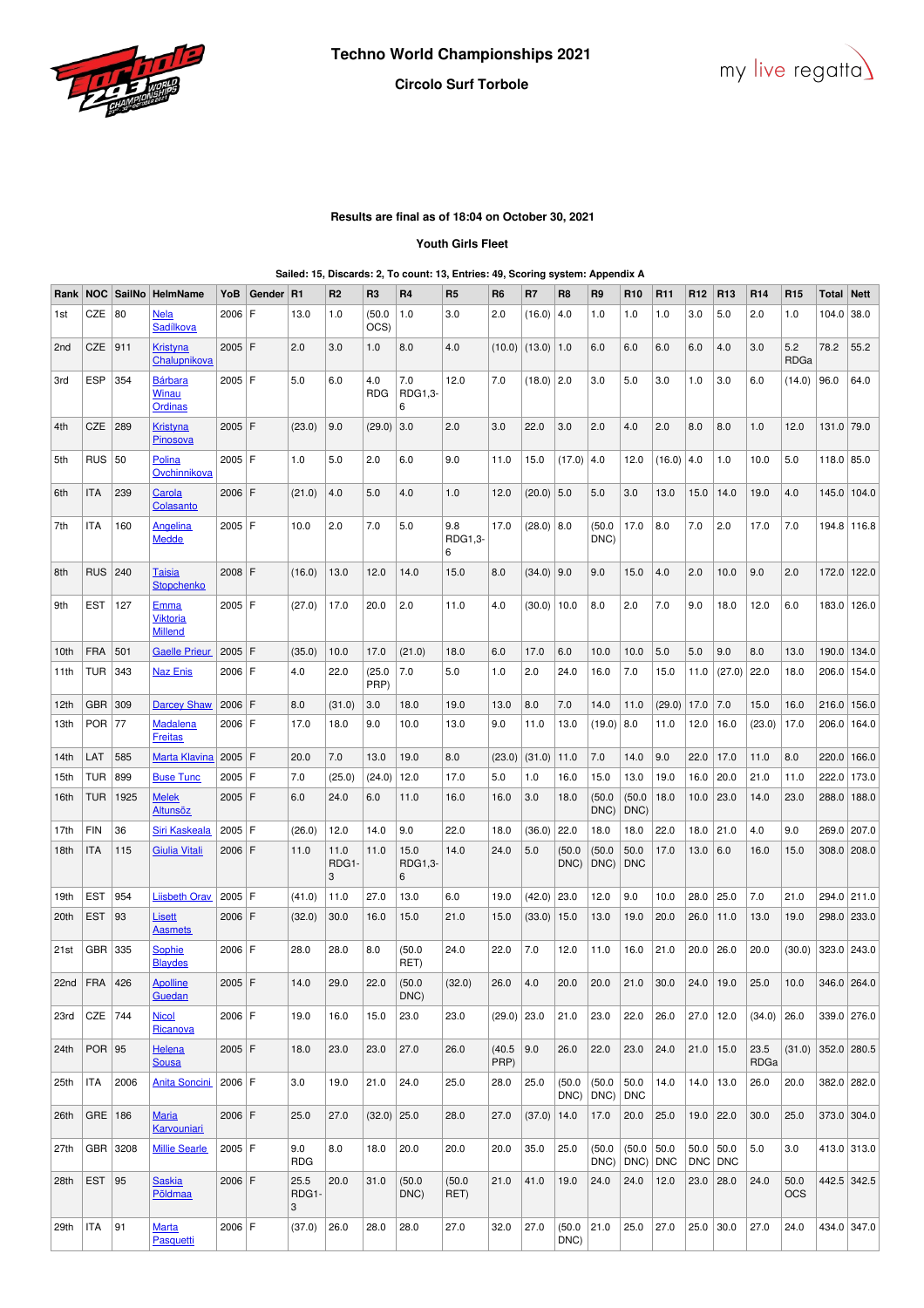# Techno World Championships 2021

**Circolo Surf Torbole**

**Results are final as of 18:04 on October 30, 2021**

**Youth Girls Fleet**

**Sailed: 15, Discards: 2, To count: 13, Entries: 49, Scoring system: Appendix A**

| Rank | NOC | SailNo | HelmName | YoB | Gender | R1 | R2 | R3 | R4 | R5 | R6 | R7 | R8 | R9 | R10 | R11 | R12 | R13 | R14 | R15 | Total | Nett |
|---|---|---|---|---|---|---|---|---|---|---|---|---|---|---|---|---|---|---|---|---|---|---|
| 1st | CZE | 80 | Nela Sadilkova | 2006 | F | 13.0 | 1.0 | (50.0 OCS) | 1.0 | 3.0 | 2.0 | (16.0) | 4.0 | 1.0 | 1.0 | 1.0 | 3.0 | 5.0 | 2.0 | 1.0 | 104.0 | 38.0 |
| 2nd | CZE | 911 | Kristyna Chalupnikova | 2005 | F | 2.0 | 3.0 | 1.0 | 8.0 | 4.0 | (10.0) | (13.0) | 1.0 | 6.0 | 6.0 | 6.0 | 6.0 | 4.0 | 3.0 | 5.2 RDGa | 78.2 | 55.2 |
| 3rd | ESP | 354 | Bárbara Winau Ordinas | 2005 | F | 5.0 | 6.0 | 4.0 RDG | 7.0 RDG1,3-6 | 12.0 | 7.0 | (18.0) | 2.0 | 3.0 | 5.0 | 3.0 | 1.0 | 3.0 | 6.0 | (14.0) | 96.0 | 64.0 |
| 4th | CZE | 289 | Kristyna Pinosova | 2005 | F | (23.0) | 9.0 | (29.0) | 3.0 | 2.0 | 3.0 | 22.0 | 3.0 | 2.0 | 4.0 | 2.0 | 8.0 | 8.0 | 1.0 | 12.0 | 131.0 | 79.0 |
| 5th | RUS | 50 | Polina Ovchinnikova | 2005 | F | 1.0 | 5.0 | 2.0 | 6.0 | 9.0 | 11.0 | 15.0 | (17.0) | 4.0 | 12.0 | (16.0) | 4.0 | 1.0 | 10.0 | 5.0 | 118.0 | 85.0 |
| 6th | ITA | 239 | Carola Colasanto | 2006 | F | (21.0) | 4.0 | 5.0 | 4.0 | 1.0 | 12.0 | (20.0) | 5.0 | 5.0 | 3.0 | 13.0 | 15.0 | 14.0 | 19.0 | 4.0 | 145.0 | 104.0 |
| 7th | ITA | 160 | Angelina Medde | 2005 | F | 10.0 | 2.0 | 7.0 | 5.0 | 9.8 RDG1,3-6 | 17.0 | (28.0) | 8.0 | (50.0 DNC) | 17.0 | 8.0 | 7.0 | 2.0 | 17.0 | 7.0 | 194.8 | 116.8 |
| 8th | RUS | 240 | Taisia Stopchenko | 2008 | F | (16.0) | 13.0 | 12.0 | 14.0 | 15.0 | 8.0 | (34.0) | 9.0 | 9.0 | 15.0 | 4.0 | 2.0 | 10.0 | 9.0 | 2.0 | 172.0 | 122.0 |
| 9th | EST | 127 | Emma Viktoria Millend | 2005 | F | (27.0) | 17.0 | 20.0 | 2.0 | 11.0 | 4.0 | (30.0) | 10.0 | 8.0 | 2.0 | 7.0 | 9.0 | 18.0 | 12.0 | 6.0 | 183.0 | 126.0 |
| 10th | FRA | 501 | Gaelle Prieur | 2005 | F | (35.0) | 10.0 | 17.0 | (21.0) | 18.0 | 6.0 | 17.0 | 6.0 | 10.0 | 10.0 | 5.0 | 5.0 | 9.0 | 8.0 | 13.0 | 190.0 | 134.0 |
| 11th | TUR | 343 | Naz Enis | 2006 | F | 4.0 | 22.0 | (25.0 PRP) | 7.0 | 5.0 | 1.0 | 2.0 | 24.0 | 16.0 | 7.0 | 15.0 | 11.0 | (27.0) | 22.0 | 18.0 | 206.0 | 154.0 |
| 12th | GBR | 309 | Darcey Shaw | 2006 | F | 8.0 | (31.0) | 3.0 | 18.0 | 19.0 | 13.0 | 8.0 | 7.0 | 14.0 | 11.0 | (29.0) | 17.0 | 7.0 | 15.0 | 16.0 | 216.0 | 156.0 |
| 13th | POR | 77 | Madalena Freitas | 2006 | F | 17.0 | 18.0 | 9.0 | 10.0 | 13.0 | 9.0 | 11.0 | 13.0 | (19.0) | 8.0 | 11.0 | 12.0 | 16.0 | (23.0) | 17.0 | 206.0 | 164.0 |
| 14th | LAT | 585 | Marta Klavina | 2005 | F | 20.0 | 7.0 | 13.0 | 19.0 | 8.0 | (23.0) | (31.0) | 11.0 | 7.0 | 14.0 | 9.0 | 22.0 | 17.0 | 11.0 | 8.0 | 220.0 | 166.0 |
| 15th | TUR | 899 | Buse Tunc | 2005 | F | 7.0 | (25.0) | (24.0) | 12.0 | 17.0 | 5.0 | 1.0 | 16.0 | 15.0 | 13.0 | 19.0 | 16.0 | 20.0 | 21.0 | 11.0 | 222.0 | 173.0 |
| 16th | TUR | 1925 | Melek Altunsöz | 2005 | F | 6.0 | 24.0 | 6.0 | 11.0 | 16.0 | 16.0 | 3.0 | 18.0 | (50.0 DNC) | (50.0 DNC) | 18.0 | 10.0 | 23.0 | 14.0 | 23.0 | 288.0 | 188.0 |
| 17th | FIN | 36 | Siri Kaskeala | 2005 | F | (26.0) | 12.0 | 14.0 | 9.0 | 22.0 | 18.0 | (36.0) | 22.0 | 18.0 | 18.0 | 22.0 | 18.0 | 21.0 | 4.0 | 9.0 | 269.0 | 207.0 |
| 18th | ITA | 115 | Giulia Vitali | 2006 | F | 11.0 | 11.0 RDG1-3 | 11.0 | 15.0 RDG1,3-6 | 14.0 | 24.0 | 5.0 | (50.0 DNC) | (50.0 DNC) | 50.0 DNC | 17.0 | 13.0 | 6.0 | 16.0 | 15.0 | 308.0 | 208.0 |
| 19th | EST | 954 | Liisbeth Orav | 2005 | F | (41.0) | 11.0 | 27.0 | 13.0 | 6.0 | 19.0 | (42.0) | 23.0 | 12.0 | 9.0 | 10.0 | 28.0 | 25.0 | 7.0 | 21.0 | 294.0 | 211.0 |
| 20th | EST | 93 | Lisett Aasmets | 2006 | F | (32.0) | 30.0 | 16.0 | 15.0 | 21.0 | 15.0 | (33.0) | 15.0 | 13.0 | 19.0 | 20.0 | 26.0 | 11.0 | 13.0 | 19.0 | 298.0 | 233.0 |
| 21st | GBR | 335 | Sophie Blaydes | 2006 | F | 28.0 | 28.0 | 8.0 | (50.0 RET) | 24.0 | 22.0 | 7.0 | 12.0 | 11.0 | 16.0 | 21.0 | 20.0 | 26.0 | 20.0 | (30.0) | 323.0 | 243.0 |
| 22nd | FRA | 426 | Apolline Guedan | 2005 | F | 14.0 | 29.0 | 22.0 | (50.0 DNC) | (32.0) | 26.0 | 4.0 | 20.0 | 20.0 | 21.0 | 30.0 | 24.0 | 19.0 | 25.0 | 10.0 | 346.0 | 264.0 |
| 23rd | CZE | 744 | Nicol Ricanova | 2006 | F | 19.0 | 16.0 | 15.0 | 23.0 | 23.0 | (29.0) | 23.0 | 21.0 | 23.0 | 22.0 | 26.0 | 27.0 | 12.0 | (34.0) | 26.0 | 339.0 | 276.0 |
| 24th | POR | 95 | Helena Sousa | 2005 | F | 18.0 | 23.0 | 23.0 | 27.0 | 26.0 | (40.5 PRP) | 9.0 | 26.0 | 22.0 | 23.0 | 24.0 | 21.0 | 15.0 | 23.5 RDGa | (31.0) | 352.0 | 280.5 |
| 25th | ITA | 2006 | Anita Soncini | 2006 | F | 3.0 | 19.0 | 21.0 | 24.0 | 25.0 | 28.0 | 25.0 | (50.0 DNC) | (50.0 DNC) | 50.0 DNC | 14.0 | 14.0 | 13.0 | 26.0 | 20.0 | 382.0 | 282.0 |
| 26th | GRE | 186 | Maria Karvouniari | 2006 | F | 25.0 | 27.0 | (32.0) | 25.0 | 28.0 | 27.0 | (37.0) | 14.0 | 17.0 | 20.0 | 25.0 | 19.0 | 22.0 | 30.0 | 25.0 | 373.0 | 304.0 |
| 27th | GBR | 3208 | Millie Searle | 2005 | F | 9.0 RDG | 8.0 | 18.0 | 20.0 | 20.0 | 20.0 | 35.0 | 25.0 | (50.0 DNC) | (50.0 DNC) | 50.0 DNC | 50.0 DNC | 50.0 DNC | 5.0 | 3.0 | 413.0 | 313.0 |
| 28th | EST | 95 | Saskia Põldmaa | 2006 | F | 25.5 RDG1-3 | 20.0 | 31.0 | (50.0 DNC) | (50.0 RET) | 21.0 | 41.0 | 19.0 | 24.0 | 24.0 | 12.0 | 23.0 | 28.0 | 24.0 | 50.0 OCS | 442.5 | 342.5 |
| 29th | ITA | 91 | Marta Pasquetti | 2006 | F | (37.0) | 26.0 | 28.0 | 28.0 | 27.0 | 32.0 | 27.0 | (50.0 DNC) | 21.0 | 25.0 | 27.0 | 25.0 | 30.0 | 27.0 | 24.0 | 434.0 | 347.0 |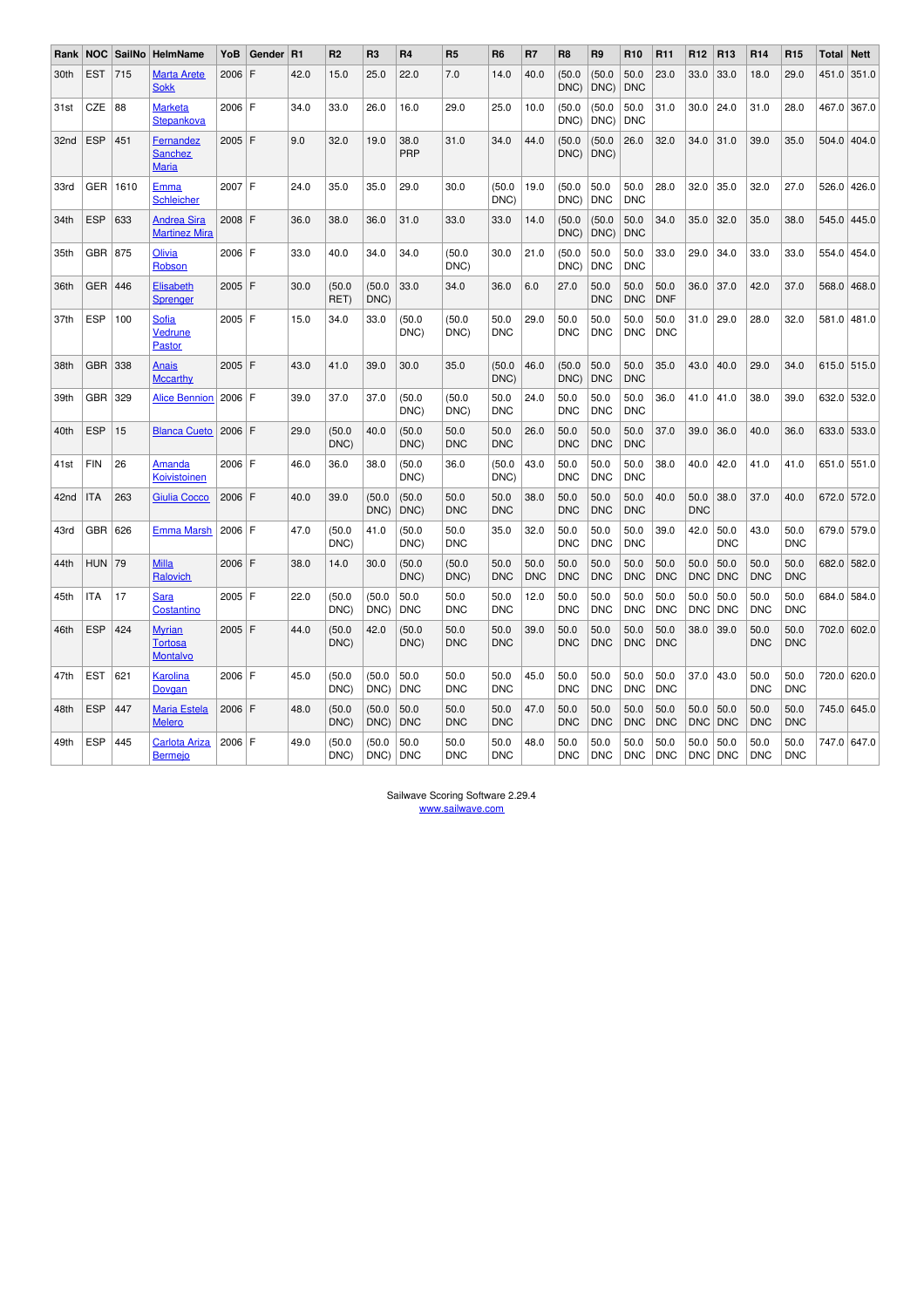| Rank | NOC | SailNo | HelmName | YoB | Gender | R1 | R2 | R3 | R4 | R5 | R6 | R7 | R8 | R9 | R10 | R11 | R12 | R13 | R14 | R15 | Total | Nett |
|---|---|---|---|---|---|---|---|---|---|---|---|---|---|---|---|---|---|---|---|---|---|---|
| 30th | EST | 715 | Marta Arete Sokk | 2006 | F | 42.0 | 15.0 | 25.0 | 22.0 | 7.0 | 14.0 | 40.0 | (50.0 DNC) | (50.0 DNC) | 50.0 DNC | 23.0 | 33.0 | 33.0 | 18.0 | 29.0 | 451.0 | 351.0 |
| 31st | CZE | 88 | Marketa Stepankova | 2006 | F | 34.0 | 33.0 | 26.0 | 16.0 | 29.0 | 25.0 | 10.0 | (50.0 DNC) | (50.0 DNC) | 50.0 DNC | 31.0 | 30.0 | 24.0 | 31.0 | 28.0 | 467.0 | 367.0 |
| 32nd | ESP | 451 | Fernandez Sanchez Maria | 2005 | F | 9.0 | 32.0 | 19.0 | 38.0 PRP | 31.0 | 34.0 | 44.0 | (50.0 DNC) | (50.0 DNC) | 26.0 | 32.0 | 34.0 | 31.0 | 39.0 | 35.0 | 504.0 | 404.0 |
| 33rd | GER | 1610 | Emma Schleicher | 2007 | F | 24.0 | 35.0 | 35.0 | 29.0 | 30.0 | (50.0 DNC) | 19.0 | (50.0 DNC) | 50.0 DNC | 50.0 DNC | 28.0 | 32.0 | 35.0 | 32.0 | 27.0 | 526.0 | 426.0 |
| 34th | ESP | 633 | Andrea Sira Martinez Mira | 2008 | F | 36.0 | 38.0 | 36.0 | 31.0 | 33.0 | 33.0 | 14.0 | (50.0 DNC) | (50.0 DNC) | 50.0 DNC | 34.0 | 35.0 | 32.0 | 35.0 | 38.0 | 545.0 | 445.0 |
| 35th | GBR | 875 | Olivia Robson | 2006 | F | 33.0 | 40.0 | 34.0 | 34.0 | (50.0 DNC) | 30.0 | 21.0 | (50.0 DNC) | 50.0 DNC | 50.0 DNC | 33.0 | 29.0 | 34.0 | 33.0 | 33.0 | 554.0 | 454.0 |
| 36th | GER | 446 | Elisabeth Sprenger | 2005 | F | 30.0 | (50.0 RET) | (50.0 DNC) | 33.0 | 34.0 | 36.0 | 6.0 | 27.0 | 50.0 DNC | 50.0 DNC | 50.0 DNF | 36.0 | 37.0 | 42.0 | 37.0 | 568.0 | 468.0 |
| 37th | ESP | 100 | Sofia Vedrune Pastor | 2005 | F | 15.0 | 34.0 | 33.0 | (50.0 DNC) | (50.0 DNC) | 50.0 DNC | 29.0 | 50.0 DNC | 50.0 DNC | 50.0 DNC | 50.0 DNC | 31.0 | 29.0 | 28.0 | 32.0 | 581.0 | 481.0 |
| 38th | GBR | 338 | Anais Mccarthy | 2005 | F | 43.0 | 41.0 | 39.0 | 30.0 | 35.0 | (50.0 DNC) | 46.0 | (50.0 DNC) | 50.0 DNC | 50.0 DNC | 35.0 | 43.0 | 40.0 | 29.0 | 34.0 | 615.0 | 515.0 |
| 39th | GBR | 329 | Alice Bennion | 2006 | F | 39.0 | 37.0 | 37.0 | (50.0 DNC) | (50.0 DNC) | 50.0 DNC | 24.0 | 50.0 DNC | 50.0 DNC | 50.0 DNC | 36.0 | 41.0 | 41.0 | 38.0 | 39.0 | 632.0 | 532.0 |
| 40th | ESP | 15 | Blanca Cueto | 2006 | F | 29.0 | (50.0 DNC) | 40.0 | (50.0 DNC) | 50.0 DNC | 50.0 DNC | 26.0 | 50.0 DNC | 50.0 DNC | 50.0 DNC | 37.0 | 39.0 | 36.0 | 40.0 | 36.0 | 633.0 | 533.0 |
| 41st | FIN | 26 | Amanda Koivistoinen | 2006 | F | 46.0 | 36.0 | 38.0 | (50.0 DNC) | 36.0 | (50.0 DNC) | 43.0 | 50.0 DNC | 50.0 DNC | 50.0 DNC | 38.0 | 40.0 | 42.0 | 41.0 | 41.0 | 651.0 | 551.0 |
| 42nd | ITA | 263 | Giulia Cocco | 2006 | F | 40.0 | 39.0 | (50.0 DNC) | (50.0 DNC) | 50.0 DNC | 50.0 DNC | 38.0 | 50.0 DNC | 50.0 DNC | 50.0 DNC | 40.0 | 50.0 DNC | 38.0 | 37.0 | 40.0 | 672.0 | 572.0 |
| 43rd | GBR | 626 | Emma Marsh | 2006 | F | 47.0 | (50.0 DNC) | 41.0 | (50.0 DNC) | 50.0 DNC | 35.0 | 32.0 | 50.0 DNC | 50.0 DNC | 50.0 DNC | 39.0 | 42.0 | 50.0 DNC | 43.0 | 50.0 DNC | 679.0 | 579.0 |
| 44th | HUN | 79 | Milla Ralovich | 2006 | F | 38.0 | 14.0 | 30.0 | (50.0 DNC) | (50.0 DNC) | 50.0 DNC | 50.0 DNC | 50.0 DNC | 50.0 DNC | 50.0 DNC | 50.0 DNC | 50.0 DNC | 50.0 DNC | 50.0 DNC | 50.0 DNC | 682.0 | 582.0 |
| 45th | ITA | 17 | Sara Costantino | 2005 | F | 22.0 | (50.0 DNC) | (50.0 DNC) | 50.0 DNC | 50.0 DNC | 50.0 DNC | 12.0 | 50.0 DNC | 50.0 DNC | 50.0 DNC | 50.0 DNC | 50.0 DNC | 50.0 DNC | 50.0 DNC | 50.0 DNC | 684.0 | 584.0 |
| 46th | ESP | 424 | Myrian Tortosa Montalvo | 2005 | F | 44.0 | (50.0 DNC) | 42.0 | (50.0 DNC) | 50.0 DNC | 50.0 DNC | 39.0 | 50.0 DNC | 50.0 DNC | 50.0 DNC | 50.0 DNC | 38.0 | 39.0 | 50.0 DNC | 50.0 DNC | 702.0 | 602.0 |
| 47th | EST | 621 | Karolina Dovgan | 2006 | F | 45.0 | (50.0 DNC) | (50.0 DNC) | 50.0 DNC | 50.0 DNC | 50.0 DNC | 45.0 | 50.0 DNC | 50.0 DNC | 50.0 DNC | 50.0 DNC | 37.0 | 43.0 | 50.0 DNC | 50.0 DNC | 720.0 | 620.0 |
| 48th | ESP | 447 | Maria Estela Melero | 2006 | F | 48.0 | (50.0 DNC) | (50.0 DNC) | 50.0 DNC | 50.0 DNC | 50.0 DNC | 47.0 | 50.0 DNC | 50.0 DNC | 50.0 DNC | 50.0 DNC | 50.0 DNC | 50.0 DNC | 50.0 DNC | 50.0 DNC | 745.0 | 645.0 |
| 49th | ESP | 445 | Carlota Ariza Bermejo | 2006 | F | 49.0 | (50.0 DNC) | (50.0 DNC) | 50.0 DNC | 50.0 DNC | 50.0 DNC | 48.0 | 50.0 DNC | 50.0 DNC | 50.0 DNC | 50.0 DNC | 50.0 DNC | 50.0 DNC | 50.0 DNC | 50.0 DNC | 747.0 | 647.0 |

Sailwave Scoring Software 2.29.4
www.sailwave.com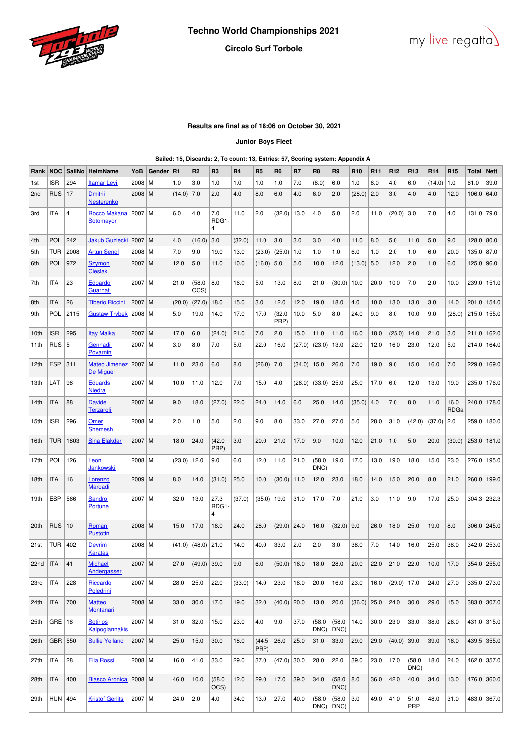# Techno World Championships 2021

**Circolo Surf Torbole**

**Results are final as of 18:06 on October 30, 2021**

**Junior Boys Fleet**

**Sailed: 15, Discards: 2, To count: 13, Entries: 57, Scoring system: Appendix A**

| Rank | NOC | SailNo | HelmName | YoB | Gender | R1 | R2 | R3 | R4 | R5 | R6 | R7 | R8 | R9 | R10 | R11 | R12 | R13 | R14 | R15 | Total | Nett |
|---|---|---|---|---|---|---|---|---|---|---|---|---|---|---|---|---|---|---|---|---|---|---|
| 1st | ISR | 294 | Itamar Levi | 2008 | M | 1.0 | 3.0 | 1.0 | 1.0 | 1.0 | 1.0 | 7.0 | (8.0) | 6.0 | 1.0 | 6.0 | 4.0 | 6.0 | (14.0) | 1.0 | 61.0 | 39.0 |
| 2nd | RUS | 17 | Dmitrii Nesterenko | 2008 | M | (14.0) | 7.0 | 2.0 | 4.0 | 8.0 | 6.0 | 4.0 | 6.0 | 2.0 | (28.0) | 2.0 | 3.0 | 4.0 | 4.0 | 12.0 | 106.0 | 64.0 |
| 3rd | ITA | 4 | Rocco Makana Sotomayor | 2007 | M | 6.0 | 4.0 | 7.0 RDG1-4 | 11.0 | 2.0 | (32.0) | 13.0 | 4.0 | 5.0 | 2.0 | 11.0 | (20.0) | 3.0 | 7.0 | 4.0 | 131.0 | 79.0 |
| 4th | POL | 242 | Jakub Guzlecki | 2007 | M | 4.0 | (16.0) | 3.0 | (32.0) | 11.0 | 3.0 | 3.0 | 3.0 | 4.0 | 11.0 | 8.0 | 5.0 | 11.0 | 5.0 | 9.0 | 128.0 | 80.0 |
| 5th | TUR | 2008 | Artun Senol | 2008 | M | 7.0 | 9.0 | 19.0 | 13.0 | (23.0) | (25.0) | 1.0 | 1.0 | 1.0 | 6.0 | 1.0 | 2.0 | 1.0 | 6.0 | 20.0 | 135.0 | 87.0 |
| 6th | POL | 972 | Szymon Cieslak | 2007 | M | 12.0 | 5.0 | 11.0 | 10.0 | (16.0) | 5.0 | 5.0 | 10.0 | 12.0 | (13.0) | 5.0 | 12.0 | 2.0 | 1.0 | 6.0 | 125.0 | 96.0 |
| 7th | ITA | 23 | Edoardo Guarnati | 2007 | M | 21.0 | (58.0 OCS) | 8.0 | 16.0 | 5.0 | 13.0 | 8.0 | 21.0 | (30.0) | 10.0 | 20.0 | 10.0 | 7.0 | 2.0 | 10.0 | 239.0 | 151.0 |
| 8th | ITA | 26 | Tiberio Riccini | 2007 | M | (20.0) | (27.0) | 18.0 | 15.0 | 3.0 | 12.0 | 12.0 | 19.0 | 18.0 | 4.0 | 10.0 | 13.0 | 13.0 | 3.0 | 14.0 | 201.0 | 154.0 |
| 9th | POL | 2115 | Gustaw Trybek | 2008 | M | 5.0 | 19.0 | 14.0 | 17.0 | 17.0 | (32.0 PRP) | 10.0 | 5.0 | 8.0 | 24.0 | 9.0 | 8.0 | 10.0 | 9.0 | (28.0) | 215.0 | 155.0 |
| 10th | ISR | 295 | Itay Malka | 2007 | M | 17.0 | 6.0 | (24.0) | 21.0 | 7.0 | 2.0 | 15.0 | 11.0 | 11.0 | 16.0 | 18.0 | (25.0) | 14.0 | 21.0 | 3.0 | 211.0 | 162.0 |
| 11th | RUS | 5 | Gennadii Povarnin | 2007 | M | 3.0 | 8.0 | 7.0 | 5.0 | 22.0 | 16.0 | (27.0) | (23.0) | 13.0 | 22.0 | 12.0 | 16.0 | 23.0 | 12.0 | 5.0 | 214.0 | 164.0 |
| 12th | ESP | 311 | Mateo Jimenez De Miguel | 2007 | M | 11.0 | 23.0 | 6.0 | 8.0 | (26.0) | 7.0 | (34.0) | 15.0 | 26.0 | 7.0 | 19.0 | 9.0 | 15.0 | 16.0 | 7.0 | 229.0 | 169.0 |
| 13th | LAT | 98 | Eduards Niedra | 2007 | M | 10.0 | 11.0 | 12.0 | 7.0 | 15.0 | 4.0 | (26.0) | (33.0) | 25.0 | 25.0 | 17.0 | 6.0 | 12.0 | 13.0 | 19.0 | 235.0 | 176.0 |
| 14th | ITA | 88 | Davide Terzaroli | 2007 | M | 9.0 | 18.0 | (27.0) | 22.0 | 24.0 | 14.0 | 6.0 | 25.0 | 14.0 | (35.0) | 4.0 | 7.0 | 8.0 | 11.0 | 16.0 RDGa | 240.0 | 178.0 |
| 15th | ISR | 296 | Omer Shemesh | 2008 | M | 2.0 | 1.0 | 5.0 | 2.0 | 9.0 | 8.0 | 33.0 | 27.0 | 27.0 | 5.0 | 28.0 | 31.0 | (42.0) | (37.0) | 2.0 | 259.0 | 180.0 |
| 16th | TUR | 1803 | Sina Elakdar | 2007 | M | 18.0 | 24.0 | (42.0 PRP) | 3.0 | 20.0 | 21.0 | 17.0 | 9.0 | 10.0 | 12.0 | 21.0 | 1.0 | 5.0 | 20.0 | (30.0) | 253.0 | 181.0 |
| 17th | POL | 126 | Leon Jankowski | 2008 | M | (23.0) | 12.0 | 9.0 | 6.0 | 12.0 | 11.0 | 21.0 | (58.0 DNC) | 19.0 | 17.0 | 13.0 | 19.0 | 18.0 | 15.0 | 23.0 | 276.0 | 195.0 |
| 18th | ITA | 16 | Lorenzo Maroadi | 2009 | M | 8.0 | 14.0 | (31.0) | 25.0 | 10.0 | (30.0) | 11.0 | 12.0 | 23.0 | 18.0 | 14.0 | 15.0 | 20.0 | 8.0 | 21.0 | 260.0 | 199.0 |
| 19th | ESP | 566 | Sandro Portune | 2007 | M | 32.0 | 13.0 | 27.3 RDG1-4 | (37.0) | (35.0) | 19.0 | 31.0 | 17.0 | 7.0 | 21.0 | 3.0 | 11.0 | 9.0 | 17.0 | 25.0 | 304.3 | 232.3 |
| 20th | RUS | 10 | Roman Pustotin | 2008 | M | 15.0 | 17.0 | 16.0 | 24.0 | 28.0 | (29.0) | 24.0 | 16.0 | (32.0) | 9.0 | 26.0 | 18.0 | 25.0 | 19.0 | 8.0 | 306.0 | 245.0 |
| 21st | TUR | 402 | Devrim Karatas | 2008 | M | (41.0) | (48.0) | 21.0 | 14.0 | 40.0 | 33.0 | 2.0 | 2.0 | 3.0 | 38.0 | 7.0 | 14.0 | 16.0 | 25.0 | 38.0 | 342.0 | 253.0 |
| 22nd | ITA | 41 | Michael Andergasser | 2007 | M | 27.0 | (49.0) | 39.0 | 9.0 | 6.0 | (50.0) | 16.0 | 18.0 | 28.0 | 20.0 | 22.0 | 21.0 | 22.0 | 10.0 | 17.0 | 354.0 | 255.0 |
| 23rd | ITA | 228 | Riccardo Poledrini | 2007 | M | 28.0 | 25.0 | 22.0 | (33.0) | 14.0 | 23.0 | 18.0 | 20.0 | 16.0 | 23.0 | 16.0 | (29.0) | 17.0 | 24.0 | 27.0 | 335.0 | 273.0 |
| 24th | ITA | 700 | Matteo Montanari | 2008 | M | 33.0 | 30.0 | 17.0 | 19.0 | 32.0 | (40.0) | 20.0 | 13.0 | 20.0 | (36.0) | 25.0 | 24.0 | 30.0 | 29.0 | 15.0 | 383.0 | 307.0 |
| 25th | GRE | 18 | Sotirios Kalpogiannakis | 2007 | M | 31.0 | 32.0 | 15.0 | 23.0 | 4.0 | 9.0 | 37.0 | (58.0 DNC) | (58.0 DNC) | 14.0 | 30.0 | 23.0 | 33.0 | 38.0 | 26.0 | 431.0 | 315.0 |
| 26th | GBR | 550 | Sullie Yelland | 2007 | M | 25.0 | 15.0 | 30.0 | 18.0 | (44.5 PRP) | 26.0 | 25.0 | 31.0 | 33.0 | 29.0 | 29.0 | (40.0) | 39.0 | 39.0 | 16.0 | 439.5 | 355.0 |
| 27th | ITA | 28 | Elia Rossi | 2008 | M | 16.0 | 41.0 | 33.0 | 29.0 | 37.0 | (47.0) | 30.0 | 28.0 | 22.0 | 39.0 | 23.0 | 17.0 | (58.0 DNC) | 18.0 | 24.0 | 462.0 | 357.0 |
| 28th | ITA | 400 | Blasco Aronica | 2008 | M | 46.0 | 10.0 | (58.0 OCS) | 12.0 | 29.0 | 17.0 | 39.0 | 34.0 | (58.0 DNC) | 8.0 | 36.0 | 42.0 | 40.0 | 34.0 | 13.0 | 476.0 | 360.0 |
| 29th | HUN | 494 | Kristof Gerlits | 2007 | M | 24.0 | 2.0 | 4.0 | 34.0 | 13.0 | 27.0 | 40.0 | (58.0 DNC) | (58.0 DNC) | 3.0 | 49.0 | 41.0 | 51.0 PRP | 48.0 | 31.0 | 483.0 | 367.0 |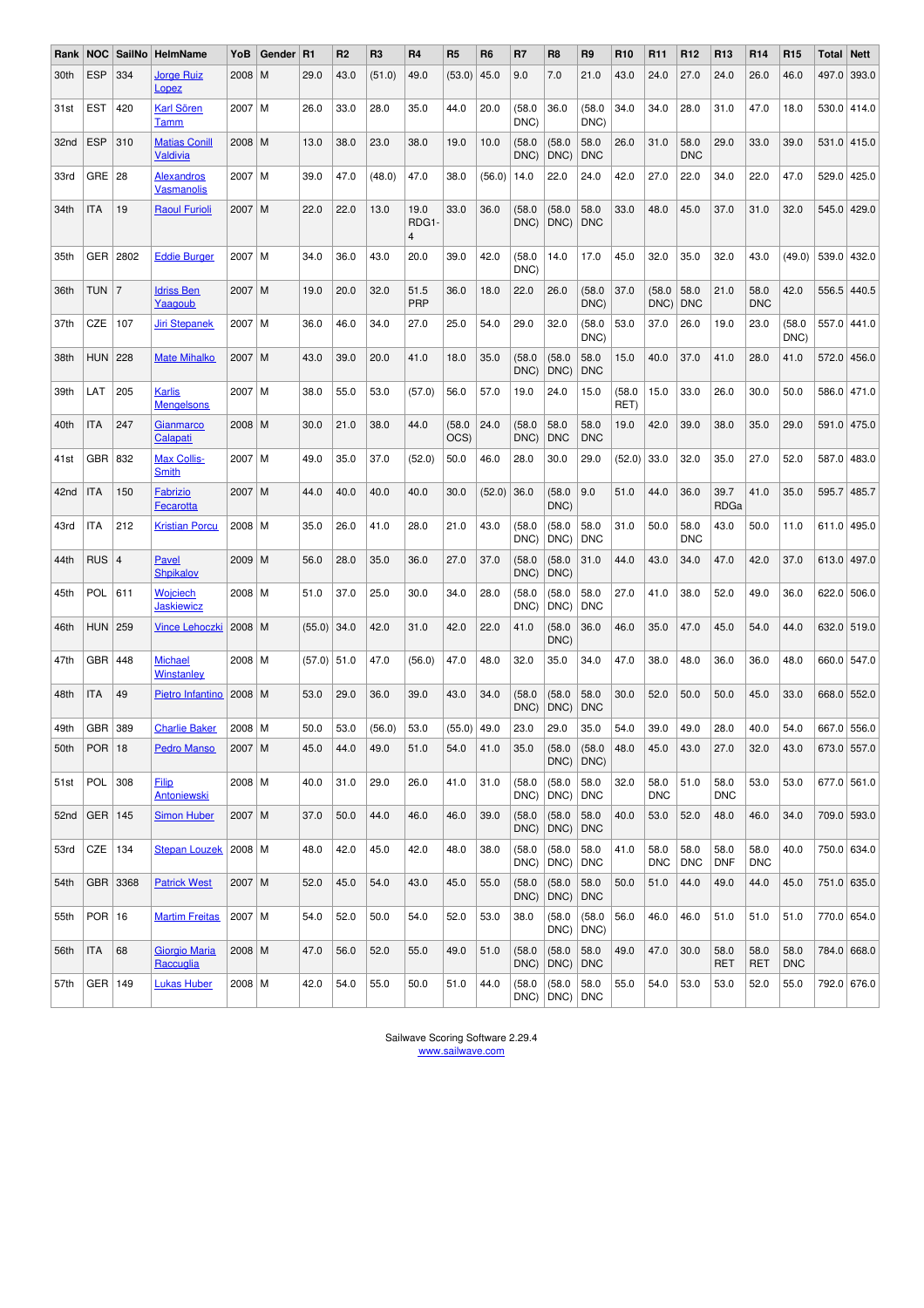| Rank | NOC | SailNo | HelmName | YoB | Gender | R1 | R2 | R3 | R4 | R5 | R6 | R7 | R8 | R9 | R10 | R11 | R12 | R13 | R14 | R15 | Total | Nett |
|---|---|---|---|---|---|---|---|---|---|---|---|---|---|---|---|---|---|---|---|---|---|---|
| 30th | ESP | 334 | Jorge Ruiz Lopez | 2008 | M | 29.0 | 43.0 | (51.0) | 49.0 | (53.0) | 45.0 | 9.0 | 7.0 | 21.0 | 43.0 | 24.0 | 27.0 | 24.0 | 26.0 | 46.0 | 497.0 | 393.0 |
| 31st | EST | 420 | Karl Sören Tamm | 2007 | M | 26.0 | 33.0 | 28.0 | 35.0 | 44.0 | 20.0 | (58.0 DNC) | 36.0 | (58.0 DNC) | 34.0 | 34.0 | 28.0 | 31.0 | 47.0 | 18.0 | 530.0 | 414.0 |
| 32nd | ESP | 310 | Matias Conill Valdivia | 2008 | M | 13.0 | 38.0 | 23.0 | 38.0 | 19.0 | 10.0 | (58.0 DNC) | (58.0 DNC) | 58.0 DNC | 26.0 | 31.0 | 58.0 DNC | 29.0 | 33.0 | 39.0 | 531.0 | 415.0 |
| 33rd | GRE | 28 | Alexandros Vasmanolis | 2007 | M | 39.0 | 47.0 | (48.0) | 47.0 | 38.0 | (56.0) | 14.0 | 22.0 | 24.0 | 42.0 | 27.0 | 22.0 | 34.0 | 22.0 | 47.0 | 529.0 | 425.0 |
| 34th | ITA | 19 | Raoul Furioli | 2007 | M | 22.0 | 22.0 | 13.0 | 19.0 RDG1-4 | 33.0 | 36.0 | (58.0 DNC) | (58.0 DNC) | 58.0 DNC | 33.0 | 48.0 | 45.0 | 37.0 | 31.0 | 32.0 | 545.0 | 429.0 |
| 35th | GER | 2802 | Eddie Burger | 2007 | M | 34.0 | 36.0 | 43.0 | 20.0 | 39.0 | 42.0 | (58.0 DNC) | 14.0 | 17.0 | 45.0 | 32.0 | 35.0 | 32.0 | 43.0 | (49.0) | 539.0 | 432.0 |
| 36th | TUN | 7 | Idriss Ben Yaagoub | 2007 | M | 19.0 | 20.0 | 32.0 | 51.5 PRP | 36.0 | 18.0 | 22.0 | 26.0 | (58.0 DNC) | 37.0 | (58.0 DNC) | 58.0 DNC | 21.0 | 58.0 DNC | 42.0 | 556.5 | 440.5 |
| 37th | CZE | 107 | Jiri Stepanek | 2007 | M | 36.0 | 46.0 | 34.0 | 27.0 | 25.0 | 54.0 | 29.0 | 32.0 | (58.0 DNC) | 53.0 | 37.0 | 26.0 | 19.0 | 23.0 | (58.0 DNC) | 557.0 | 441.0 |
| 38th | HUN | 228 | Mate Mihalko | 2007 | M | 43.0 | 39.0 | 20.0 | 41.0 | 18.0 | 35.0 | (58.0 DNC) | (58.0 DNC) | 58.0 DNC | 15.0 | 40.0 | 37.0 | 41.0 | 28.0 | 41.0 | 572.0 | 456.0 |
| 39th | LAT | 205 | Karlis Mengelsons | 2007 | M | 38.0 | 55.0 | 53.0 | (57.0) | 56.0 | 57.0 | 19.0 | 24.0 | 15.0 | (58.0 RET) | 15.0 | 33.0 | 26.0 | 30.0 | 50.0 | 586.0 | 471.0 |
| 40th | ITA | 247 | Gianmarco Calapati | 2008 | M | 30.0 | 21.0 | 38.0 | 44.0 | (58.0 OCS) | 24.0 | (58.0 DNC) | 58.0 DNC | 58.0 DNC | 19.0 | 42.0 | 39.0 | 38.0 | 35.0 | 29.0 | 591.0 | 475.0 |
| 41st | GBR | 832 | Max Collis-Smith | 2007 | M | 49.0 | 35.0 | 37.0 | (52.0) | 50.0 | 46.0 | 28.0 | 30.0 | 29.0 | (52.0) | 33.0 | 32.0 | 35.0 | 27.0 | 52.0 | 587.0 | 483.0 |
| 42nd | ITA | 150 | Fabrizio Fecarotta | 2007 | M | 44.0 | 40.0 | 40.0 | 40.0 | 30.0 | (52.0) | 36.0 | (58.0 DNC) | 9.0 | 51.0 | 44.0 | 36.0 | 39.7 RDGa | 41.0 | 35.0 | 595.7 | 485.7 |
| 43rd | ITA | 212 | Kristian Porcu | 2008 | M | 35.0 | 26.0 | 41.0 | 28.0 | 21.0 | 43.0 | (58.0 DNC) | (58.0 DNC) | 58.0 DNC | 31.0 | 50.0 | 58.0 DNC | 43.0 | 50.0 | 11.0 | 611.0 | 495.0 |
| 44th | RUS | 4 | Pavel Shpikalov | 2009 | M | 56.0 | 28.0 | 35.0 | 36.0 | 27.0 | 37.0 | (58.0 DNC) | (58.0 DNC) | 31.0 | 44.0 | 43.0 | 34.0 | 47.0 | 42.0 | 37.0 | 613.0 | 497.0 |
| 45th | POL | 611 | Wojciech Jaskiewicz | 2008 | M | 51.0 | 37.0 | 25.0 | 30.0 | 34.0 | 28.0 | (58.0 DNC) | (58.0 DNC) | 58.0 DNC | 27.0 | 41.0 | 38.0 | 52.0 | 49.0 | 36.0 | 622.0 | 506.0 |
| 46th | HUN | 259 | Vince Lehoczki | 2008 | M | (55.0) | 34.0 | 42.0 | 31.0 | 42.0 | 22.0 | 41.0 | (58.0 DNC) | 36.0 | 46.0 | 35.0 | 47.0 | 45.0 | 54.0 | 44.0 | 632.0 | 519.0 |
| 47th | GBR | 448 | Michael Winstanley | 2008 | M | (57.0) | 51.0 | 47.0 | (56.0) | 47.0 | 48.0 | 32.0 | 35.0 | 34.0 | 47.0 | 38.0 | 48.0 | 36.0 | 36.0 | 48.0 | 660.0 | 547.0 |
| 48th | ITA | 49 | Pietro Infantino | 2008 | M | 53.0 | 29.0 | 36.0 | 39.0 | 43.0 | 34.0 | (58.0 DNC) | (58.0 DNC) | 58.0 DNC | 30.0 | 52.0 | 50.0 | 50.0 | 45.0 | 33.0 | 668.0 | 552.0 |
| 49th | GBR | 389 | Charlie Baker | 2008 | M | 50.0 | 53.0 | (56.0) | 53.0 | (55.0) | 49.0 | 23.0 | 29.0 | 35.0 | 54.0 | 39.0 | 49.0 | 28.0 | 40.0 | 54.0 | 667.0 | 556.0 |
| 50th | POR | 18 | Pedro Manso | 2007 | M | 45.0 | 44.0 | 49.0 | 51.0 | 54.0 | 41.0 | 35.0 | (58.0 DNC) | (58.0 DNC) | 48.0 | 45.0 | 43.0 | 27.0 | 32.0 | 43.0 | 673.0 | 557.0 |
| 51st | POL | 308 | Filip Antoniewski | 2008 | M | 40.0 | 31.0 | 29.0 | 26.0 | 41.0 | 31.0 | (58.0 DNC) | (58.0 DNC) | 58.0 DNC | 32.0 | 58.0 DNC | 51.0 | 58.0 DNC | 53.0 | 53.0 | 677.0 | 561.0 |
| 52nd | GER | 145 | Simon Huber | 2007 | M | 37.0 | 50.0 | 44.0 | 46.0 | 46.0 | 39.0 | (58.0 DNC) | (58.0 DNC) | 58.0 DNC | 40.0 | 53.0 | 52.0 | 48.0 | 46.0 | 34.0 | 709.0 | 593.0 |
| 53rd | CZE | 134 | Stepan Louzek | 2008 | M | 48.0 | 42.0 | 45.0 | 42.0 | 48.0 | 38.0 | (58.0 DNC) | (58.0 DNC) | 58.0 DNC | 41.0 | 58.0 DNC | 58.0 DNC | 58.0 DNF | 58.0 DNC | 40.0 | 750.0 | 634.0 |
| 54th | GBR | 3368 | Patrick West | 2007 | M | 52.0 | 45.0 | 54.0 | 43.0 | 45.0 | 55.0 | (58.0 DNC) | (58.0 DNC) | 58.0 DNC | 50.0 | 51.0 | 44.0 | 49.0 | 44.0 | 45.0 | 751.0 | 635.0 |
| 55th | POR | 16 | Martim Freitas | 2007 | M | 54.0 | 52.0 | 50.0 | 54.0 | 52.0 | 53.0 | 38.0 | (58.0 DNC) | (58.0 DNC) | 56.0 | 46.0 | 46.0 | 51.0 | 51.0 | 51.0 | 770.0 | 654.0 |
| 56th | ITA | 68 | Giorgio Maria Raccuglia | 2008 | M | 47.0 | 56.0 | 52.0 | 55.0 | 49.0 | 51.0 | (58.0 DNC) | (58.0 DNC) | 58.0 DNC | 49.0 | 47.0 | 30.0 | 58.0 RET | 58.0 RET | 58.0 DNC | 784.0 | 668.0 |
| 57th | GER | 149 | Lukas Huber | 2008 | M | 42.0 | 54.0 | 55.0 | 50.0 | 51.0 | 44.0 | (58.0 DNC) | (58.0 DNC) | 58.0 DNC | 55.0 | 54.0 | 53.0 | 53.0 | 52.0 | 55.0 | 792.0 | 676.0 |

Sailwave Scoring Software 2.29.4
www.sailwave.com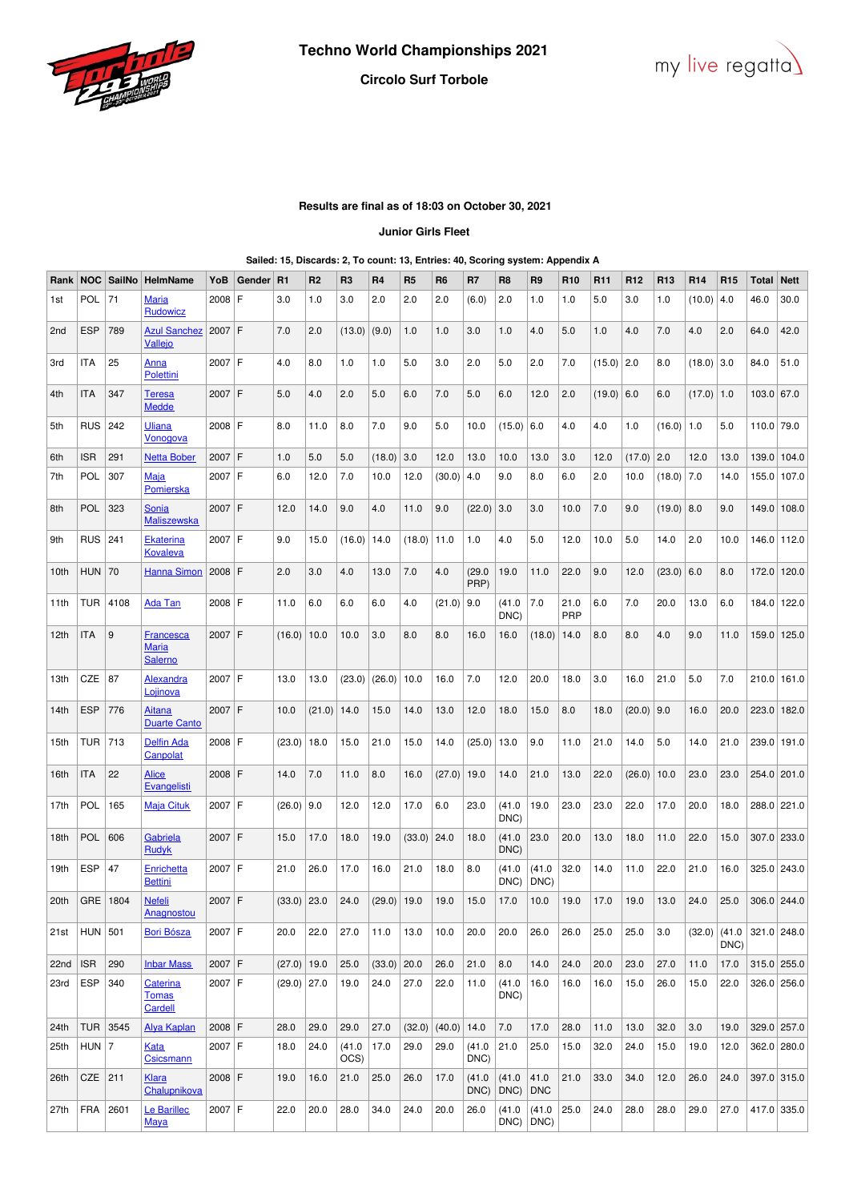# Techno World Championships 2021

## Circolo Surf Torbole

**Results are final as of 18:03 on October 30, 2021**

**Junior Girls Fleet**

**Sailed: 15, Discards: 2, To count: 13, Entries: 40, Scoring system: Appendix A**

| Rank | NOC | SailNo | HelmName | YoB | Gender | R1 | R2 | R3 | R4 | R5 | R6 | R7 | R8 | R9 | R10 | R11 | R12 | R13 | R14 | R15 | Total | Nett |
|---|---|---|---|---|---|---|---|---|---|---|---|---|---|---|---|---|---|---|---|---|---|---|
| 1st | POL | 71 | Maria Rudowicz | 2008 | F | 3.0 | 1.0 | 3.0 | 2.0 | 2.0 | 2.0 | (6.0) | 2.0 | 1.0 | 1.0 | 5.0 | 3.0 | 1.0 | (10.0) | 4.0 | 46.0 | 30.0 |
| 2nd | ESP | 789 | Azul Sanchez Vallejo | 2007 | F | 7.0 | 2.0 | (13.0) | (9.0) | 1.0 | 1.0 | 3.0 | 1.0 | 4.0 | 5.0 | 1.0 | 4.0 | 7.0 | 4.0 | 2.0 | 64.0 | 42.0 |
| 3rd | ITA | 25 | Anna Polettini | 2007 | F | 4.0 | 8.0 | 1.0 | 1.0 | 5.0 | 3.0 | 2.0 | 5.0 | 2.0 | 7.0 | (15.0) | 2.0 | 8.0 | (18.0) | 3.0 | 84.0 | 51.0 |
| 4th | ITA | 347 | Teresa Medde | 2007 | F | 5.0 | 4.0 | 2.0 | 5.0 | 6.0 | 7.0 | 5.0 | 6.0 | 12.0 | 2.0 | (19.0) | 6.0 | 6.0 | (17.0) | 1.0 | 103.0 | 67.0 |
| 5th | RUS | 242 | Uliana Vonogova | 2008 | F | 8.0 | 11.0 | 8.0 | 7.0 | 9.0 | 5.0 | 10.0 | (15.0) | 6.0 | 4.0 | 4.0 | 1.0 | (16.0) | 1.0 | 5.0 | 110.0 | 79.0 |
| 6th | ISR | 291 | Netta Bober | 2007 | F | 1.0 | 5.0 | 5.0 | (18.0) | 3.0 | 12.0 | 13.0 | 10.0 | 13.0 | 3.0 | 12.0 | (17.0) | 2.0 | 12.0 | 13.0 | 139.0 | 104.0 |
| 7th | POL | 307 | Maja Pomierska | 2007 | F | 6.0 | 12.0 | 7.0 | 10.0 | 12.0 | (30.0) | 4.0 | 9.0 | 8.0 | 6.0 | 2.0 | 10.0 | (18.0) | 7.0 | 14.0 | 155.0 | 107.0 |
| 8th | POL | 323 | Sonia Maliszewska | 2007 | F | 12.0 | 14.0 | 9.0 | 4.0 | 11.0 | 9.0 | (22.0) | 3.0 | 3.0 | 10.0 | 7.0 | 9.0 | (19.0) | 8.0 | 9.0 | 149.0 | 108.0 |
| 9th | RUS | 241 | Ekaterina Kovaleva | 2007 | F | 9.0 | 15.0 | (16.0) | 14.0 | (18.0) | 11.0 | 1.0 | 4.0 | 5.0 | 12.0 | 10.0 | 5.0 | 14.0 | 2.0 | 10.0 | 146.0 | 112.0 |
| 10th | HUN | 70 | Hanna Simon | 2008 | F | 2.0 | 3.0 | 4.0 | 13.0 | 7.0 | 4.0 | (29.0 PRP) | 19.0 | 11.0 | 22.0 | 9.0 | 12.0 | (23.0) | 6.0 | 8.0 | 172.0 | 120.0 |
| 11th | TUR | 4108 | Ada Tan | 2008 | F | 11.0 | 6.0 | 6.0 | 6.0 | 4.0 | (21.0) | 9.0 | (41.0 DNC) | 7.0 | 21.0 PRP | 6.0 | 7.0 | 20.0 | 13.0 | 6.0 | 184.0 | 122.0 |
| 12th | ITA | 9 | Francesca Maria Salerno | 2007 | F | (16.0) | 10.0 | 10.0 | 3.0 | 8.0 | 8.0 | 16.0 | 16.0 | (18.0) | 14.0 | 8.0 | 8.0 | 4.0 | 9.0 | 11.0 | 159.0 | 125.0 |
| 13th | CZE | 87 | Alexandra Lojinova | 2007 | F | 13.0 | 13.0 | (23.0) | (26.0) | 10.0 | 16.0 | 7.0 | 12.0 | 20.0 | 18.0 | 3.0 | 16.0 | 21.0 | 5.0 | 7.0 | 210.0 | 161.0 |
| 14th | ESP | 776 | Aitana Duarte Canto | 2007 | F | 10.0 | (21.0) | 14.0 | 15.0 | 14.0 | 13.0 | 12.0 | 18.0 | 15.0 | 8.0 | 18.0 | (20.0) | 9.0 | 16.0 | 20.0 | 223.0 | 182.0 |
| 15th | TUR | 713 | Delfin Ada Canpolat | 2008 | F | (23.0) | 18.0 | 15.0 | 21.0 | 15.0 | 14.0 | (25.0) | 13.0 | 9.0 | 11.0 | 21.0 | 14.0 | 5.0 | 14.0 | 21.0 | 239.0 | 191.0 |
| 16th | ITA | 22 | Alice Evangelisti | 2008 | F | 14.0 | 7.0 | 11.0 | 8.0 | 16.0 | (27.0) | 19.0 | 14.0 | 21.0 | 13.0 | 22.0 | (26.0) | 10.0 | 23.0 | 23.0 | 254.0 | 201.0 |
| 17th | POL | 165 | Maja Cituk | 2007 | F | (26.0) | 9.0 | 12.0 | 12.0 | 17.0 | 6.0 | 23.0 | (41.0 DNC) | 19.0 | 23.0 | 23.0 | 22.0 | 17.0 | 20.0 | 18.0 | 288.0 | 221.0 |
| 18th | POL | 606 | Gabriela Rudyk | 2007 | F | 15.0 | 17.0 | 18.0 | 19.0 | (33.0) | 24.0 | 18.0 | (41.0 DNC) | 23.0 | 20.0 | 13.0 | 18.0 | 11.0 | 22.0 | 15.0 | 307.0 | 233.0 |
| 19th | ESP | 47 | Enrichetta Bettini | 2007 | F | 21.0 | 26.0 | 17.0 | 16.0 | 21.0 | 18.0 | 8.0 | (41.0 DNC) | (41.0 DNC) | 32.0 | 14.0 | 11.0 | 22.0 | 21.0 | 16.0 | 325.0 | 243.0 |
| 20th | GRE | 1804 | Nefeli Anagnostou | 2007 | F | (33.0) | 23.0 | 24.0 | (29.0) | 19.0 | 19.0 | 15.0 | 17.0 | 10.0 | 19.0 | 17.0 | 19.0 | 13.0 | 24.0 | 25.0 | 306.0 | 244.0 |
| 21st | HUN | 501 | Bori Bósza | 2007 | F | 20.0 | 22.0 | 27.0 | 11.0 | 13.0 | 10.0 | 20.0 | 20.0 | 26.0 | 26.0 | 25.0 | 25.0 | 3.0 | (32.0) | (41.0 DNC) | 321.0 | 248.0 |
| 22nd | ISR | 290 | Inbar Mass | 2007 | F | (27.0) | 19.0 | 25.0 | (33.0) | 20.0 | 26.0 | 21.0 | 8.0 | 14.0 | 24.0 | 20.0 | 23.0 | 27.0 | 11.0 | 17.0 | 315.0 | 255.0 |
| 23rd | ESP | 340 | Caterina Tomas Cardell | 2007 | F | (29.0) | 27.0 | 19.0 | 24.0 | 27.0 | 22.0 | 11.0 | (41.0 DNC) | 16.0 | 16.0 | 16.0 | 15.0 | 26.0 | 15.0 | 22.0 | 326.0 | 256.0 |
| 24th | TUR | 3545 | Alya Kaplan | 2008 | F | 28.0 | 29.0 | 29.0 | 27.0 | (32.0) | (40.0) | 14.0 | 7.0 | 17.0 | 28.0 | 11.0 | 13.0 | 32.0 | 3.0 | 19.0 | 329.0 | 257.0 |
| 25th | HUN | 7 | Kata Csicsmann | 2007 | F | 18.0 | 24.0 | (41.0 OCS) | 17.0 | 29.0 | 29.0 | (41.0 DNC) | 21.0 | 25.0 | 15.0 | 32.0 | 24.0 | 15.0 | 19.0 | 12.0 | 362.0 | 280.0 |
| 26th | CZE | 211 | Klara Chalupnikova | 2008 | F | 19.0 | 16.0 | 21.0 | 25.0 | 26.0 | 17.0 | (41.0 DNC) | (41.0 DNC) | 41.0 DNC | 21.0 | 33.0 | 34.0 | 12.0 | 26.0 | 24.0 | 397.0 | 315.0 |
| 27th | FRA | 2601 | Le Barillec Maya | 2007 | F | 22.0 | 20.0 | 28.0 | 34.0 | 24.0 | 20.0 | 26.0 | (41.0 DNC) | (41.0 DNC) | 25.0 | 24.0 | 28.0 | 28.0 | 29.0 | 27.0 | 417.0 | 335.0 |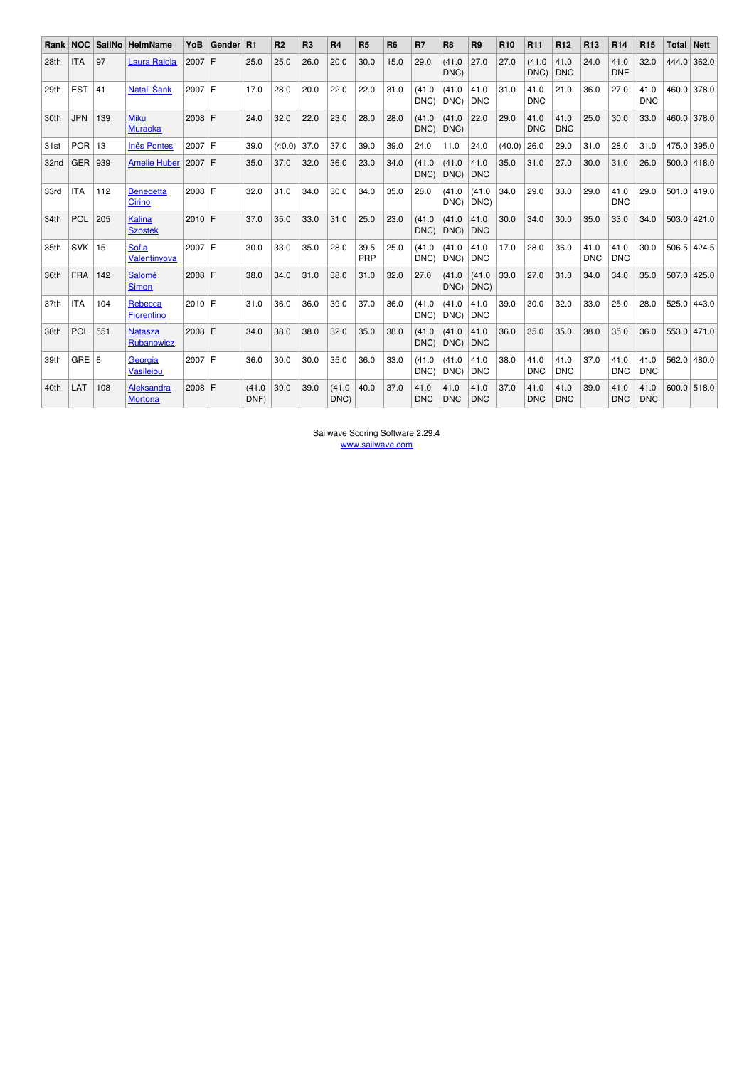| Rank | NOC | SailNo | HelmName | YoB | Gender | R1 | R2 | R3 | R4 | R5 | R6 | R7 | R8 | R9 | R10 | R11 | R12 | R13 | R14 | R15 | Total | Nett |
|---|---|---|---|---|---|---|---|---|---|---|---|---|---|---|---|---|---|---|---|---|---|---|
| 28th | ITA | 97 | Laura Raiola | 2007 | F | 25.0 | 25.0 | 26.0 | 20.0 | 30.0 | 15.0 | 29.0 | (41.0 DNC) | 27.0 | 27.0 | (41.0 DNC) | 41.0 DNC | 24.0 | 41.0 DNF | 32.0 | 444.0 | 362.0 |
| 29th | EST | 41 | Natali Šank | 2007 | F | 17.0 | 28.0 | 20.0 | 22.0 | 22.0 | 31.0 | (41.0 DNC) | (41.0 DNC) | 41.0 DNC | 31.0 | 41.0 DNC | 21.0 | 36.0 | 27.0 | 41.0 DNC | 460.0 | 378.0 |
| 30th | JPN | 139 | Miku Muraoka | 2008 | F | 24.0 | 32.0 | 22.0 | 23.0 | 28.0 | 28.0 | (41.0 DNC) | (41.0 DNC) | 22.0 | 29.0 | 41.0 DNC | 41.0 DNC | 25.0 | 30.0 | 33.0 | 460.0 | 378.0 |
| 31st | POR | 13 | Inês Pontes | 2007 | F | 39.0 | (40.0) | 37.0 | 37.0 | 39.0 | 39.0 | 24.0 | 11.0 | 24.0 | (40.0) | 26.0 | 29.0 | 31.0 | 28.0 | 31.0 | 475.0 | 395.0 |
| 32nd | GER | 939 | Amelie Huber | 2007 | F | 35.0 | 37.0 | 32.0 | 36.0 | 23.0 | 34.0 | (41.0 DNC) | (41.0 DNC) | 41.0 DNC | 35.0 | 31.0 | 27.0 | 30.0 | 31.0 | 26.0 | 500.0 | 418.0 |
| 33rd | ITA | 112 | Benedetta Cirino | 2008 | F | 32.0 | 31.0 | 34.0 | 30.0 | 34.0 | 35.0 | 28.0 | (41.0 DNC) | (41.0 DNC) | 34.0 | 29.0 | 33.0 | 29.0 | 41.0 DNC | 29.0 | 501.0 | 419.0 |
| 34th | POL | 205 | Kalina Szostek | 2010 | F | 37.0 | 35.0 | 33.0 | 31.0 | 25.0 | 23.0 | (41.0 DNC) | (41.0 DNC) | 41.0 DNC | 30.0 | 34.0 | 30.0 | 35.0 | 33.0 | 34.0 | 503.0 | 421.0 |
| 35th | SVK | 15 | Sofia Valentinyova | 2007 | F | 30.0 | 33.0 | 35.0 | 28.0 | 39.5 PRP | 25.0 | (41.0 DNC) | (41.0 DNC) | 41.0 DNC | 17.0 | 28.0 | 36.0 | 41.0 DNC | 41.0 DNC | 30.0 | 506.5 | 424.5 |
| 36th | FRA | 142 | Salomé Simon | 2008 | F | 38.0 | 34.0 | 31.0 | 38.0 | 31.0 | 32.0 | 27.0 | (41.0 DNC) | (41.0 DNC) | 33.0 | 27.0 | 31.0 | 34.0 | 34.0 | 35.0 | 507.0 | 425.0 |
| 37th | ITA | 104 | Rebecca Fiorentino | 2010 | F | 31.0 | 36.0 | 36.0 | 39.0 | 37.0 | 36.0 | (41.0 DNC) | (41.0 DNC) | 41.0 DNC | 39.0 | 30.0 | 32.0 | 33.0 | 25.0 | 28.0 | 525.0 | 443.0 |
| 38th | POL | 551 | Natasza Rubanowicz | 2008 | F | 34.0 | 38.0 | 38.0 | 32.0 | 35.0 | 38.0 | (41.0 DNC) | (41.0 DNC) | 41.0 DNC | 36.0 | 35.0 | 35.0 | 38.0 | 35.0 | 36.0 | 553.0 | 471.0 |
| 39th | GRE | 6 | Georgia Vasileiou | 2007 | F | 36.0 | 30.0 | 30.0 | 35.0 | 36.0 | 33.0 | (41.0 DNC) | (41.0 DNC) | 41.0 DNC | 38.0 | 41.0 DNC | 41.0 DNC | 37.0 | 41.0 DNC | 41.0 DNC | 562.0 | 480.0 |
| 40th | LAT | 108 | Aleksandra Mortona | 2008 | F | (41.0 DNF) | 39.0 | 39.0 | (41.0 DNC) | 40.0 | 37.0 | 41.0 DNC | 41.0 DNC | 41.0 DNC | 37.0 | 41.0 DNC | 41.0 DNC | 39.0 | 41.0 DNC | 41.0 DNC | 600.0 | 518.0 |

Sailwave Scoring Software 2.29.4
www.sailwave.com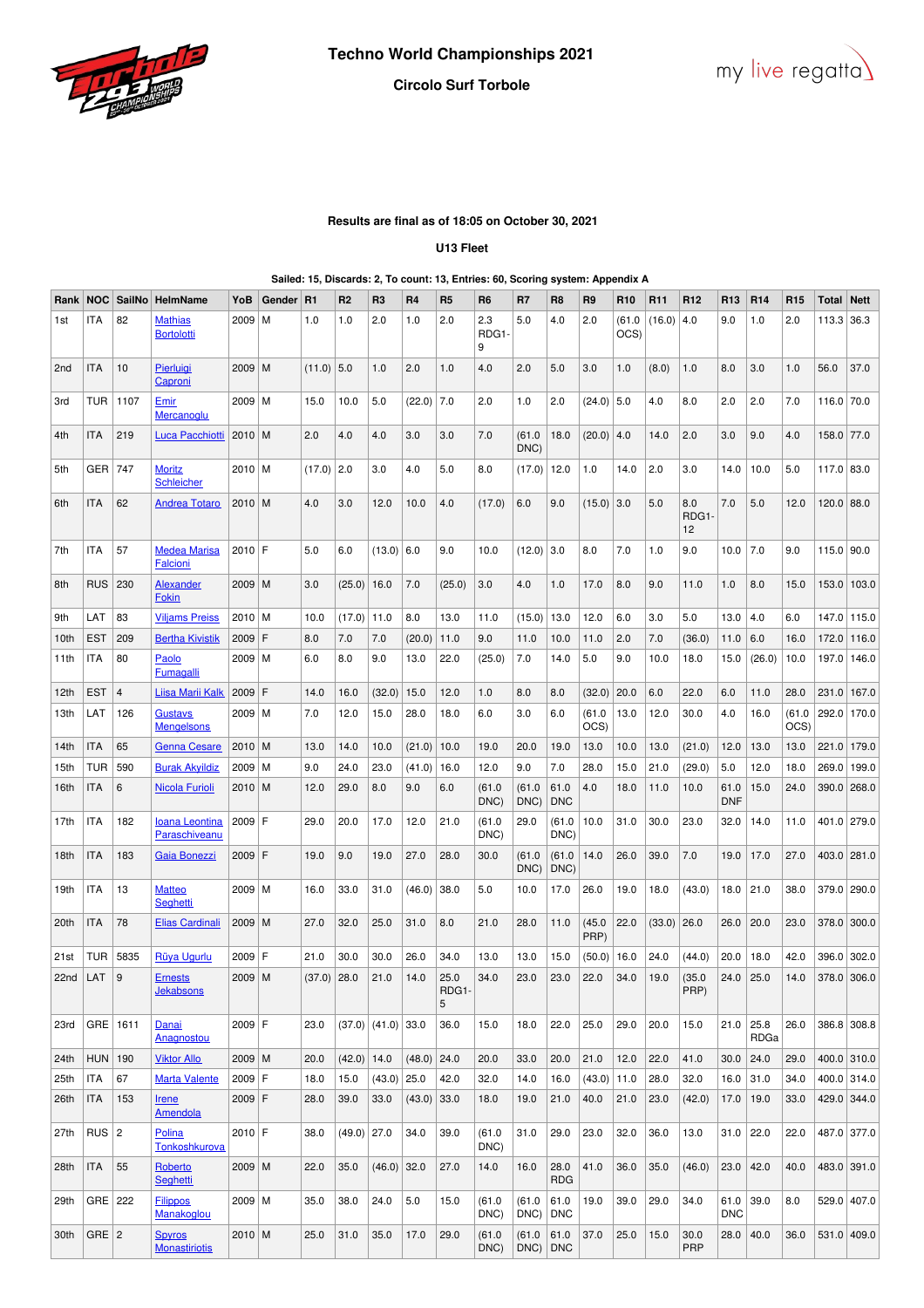# Techno World Championships 2021

## Circolo Surf Torbole

**Results are final as of 18:05 on October 30, 2021**

**U13 Fleet**

**Sailed: 15, Discards: 2, To count: 13, Entries: 60, Scoring system: Appendix A**

| Rank | NOC | SailNo | HelmName | YoB | Gender | R1 | R2 | R3 | R4 | R5 | R6 | R7 | R8 | R9 | R10 | R11 | R12 | R13 | R14 | R15 | Total | Nett |
|---|---|---|---|---|---|---|---|---|---|---|---|---|---|---|---|---|---|---|---|---|---|---|
| 1st | ITA | 82 | Mathias Bortolotti | 2009 | M | 1.0 | 1.0 | 2.0 | 1.0 | 2.0 | 2.3 RDG1-9 | 5.0 | 4.0 | 2.0 | (61.0 OCS) | (16.0) | 4.0 | 9.0 | 1.0 | 2.0 | 113.3 | 36.3 |
| 2nd | ITA | 10 | Pierluigi Caproni | 2009 | M | (11.0) | 5.0 | 1.0 | 2.0 | 1.0 | 4.0 | 2.0 | 5.0 | 3.0 | 1.0 | (8.0) | 1.0 | 8.0 | 3.0 | 1.0 | 56.0 | 37.0 |
| 3rd | TUR | 1107 | Emir Mercanoglu | 2009 | M | 15.0 | 10.0 | 5.0 | (22.0) | 7.0 | 2.0 | 1.0 | 2.0 | (24.0) | 5.0 | 4.0 | 8.0 | 2.0 | 2.0 | 7.0 | 116.0 | 70.0 |
| 4th | ITA | 219 | Luca Pacchiotti | 2010 | M | 2.0 | 4.0 | 4.0 | 3.0 | 3.0 | 7.0 | (61.0 DNC) | 18.0 | (20.0) | 4.0 | 14.0 | 2.0 | 3.0 | 9.0 | 4.0 | 158.0 | 77.0 |
| 5th | GER | 747 | Moritz Schleicher | 2010 | M | (17.0) | 2.0 | 3.0 | 4.0 | 5.0 | 8.0 | (17.0) | 12.0 | 1.0 | 14.0 | 2.0 | 3.0 | 14.0 | 10.0 | 5.0 | 117.0 | 83.0 |
| 6th | ITA | 62 | Andrea Totaro | 2010 | M | 4.0 | 3.0 | 12.0 | 10.0 | 4.0 | (17.0) | 6.0 | 9.0 | (15.0) | 3.0 | 5.0 | 8.0 RDG1-12 | 7.0 | 5.0 | 12.0 | 120.0 | 88.0 |
| 7th | ITA | 57 | Medea Marisa Falconi | 2010 | F | 5.0 | 6.0 | (13.0) | 6.0 | 9.0 | 10.0 | (12.0) | 3.0 | 8.0 | 7.0 | 1.0 | 9.0 | 10.0 | 7.0 | 9.0 | 115.0 | 90.0 |
| 8th | RUS | 230 | Alexander Fokin | 2009 | M | 3.0 | (25.0) | 16.0 | 7.0 | (25.0) | 3.0 | 4.0 | 1.0 | 17.0 | 8.0 | 9.0 | 11.0 | 1.0 | 8.0 | 15.0 | 153.0 | 103.0 |
| 9th | LAT | 83 | Viljams Preiss | 2010 | M | 10.0 | (17.0) | 11.0 | 8.0 | 13.0 | 11.0 | (15.0) | 13.0 | 12.0 | 6.0 | 3.0 | 5.0 | 13.0 | 4.0 | 6.0 | 147.0 | 115.0 |
| 10th | EST | 209 | Bertha Kivistik | 2009 | F | 8.0 | 7.0 | 7.0 | (20.0) | 11.0 | 9.0 | 11.0 | 10.0 | 11.0 | 2.0 | 7.0 | (36.0) | 11.0 | 6.0 | 16.0 | 172.0 | 116.0 |
| 11th | ITA | 80 | Paolo Fumagalli | 2009 | M | 6.0 | 8.0 | 9.0 | 13.0 | 22.0 | (25.0) | 7.0 | 14.0 | 5.0 | 9.0 | 10.0 | 18.0 | 15.0 | (26.0) | 10.0 | 197.0 | 146.0 |
| 12th | EST | 4 | Liisa Marii Kalk | 2009 | F | 14.0 | 16.0 | (32.0) | 15.0 | 12.0 | 1.0 | 8.0 | 8.0 | (32.0) | 20.0 | 6.0 | 22.0 | 6.0 | 11.0 | 28.0 | 231.0 | 167.0 |
| 13th | LAT | 126 | Gustavs Mengelsons | 2009 | M | 7.0 | 12.0 | 15.0 | 28.0 | 18.0 | 6.0 | 3.0 | 6.0 | (61.0 OCS) | 13.0 | 12.0 | 30.0 | 4.0 | 16.0 | (61.0 OCS) | 292.0 | 170.0 |
| 14th | ITA | 65 | Genna Cesare | 2010 | M | 13.0 | 14.0 | 10.0 | (21.0) | 10.0 | 19.0 | 20.0 | 19.0 | 13.0 | 10.0 | 13.0 | (21.0) | 12.0 | 13.0 | 13.0 | 221.0 | 179.0 |
| 15th | TUR | 590 | Burak Akyildiz | 2009 | M | 9.0 | 24.0 | 23.0 | (41.0) | 16.0 | 12.0 | 9.0 | 7.0 | 28.0 | 15.0 | 21.0 | (29.0) | 5.0 | 12.0 | 18.0 | 269.0 | 199.0 |
| 16th | ITA | 6 | Nicola Furioli | 2010 | M | 12.0 | 29.0 | 8.0 | 9.0 | 6.0 | (61.0 DNC) | (61.0 DNC) | 61.0 DNC | 4.0 | 18.0 | 11.0 | 10.0 | 61.0 DNF | 15.0 | 24.0 | 390.0 | 268.0 |
| 17th | ITA | 182 | Ioana Leontina Paraschiveanu | 2009 | F | 29.0 | 20.0 | 17.0 | 12.0 | 21.0 | (61.0 DNC) | 29.0 | (61.0 DNC) | 10.0 | 31.0 | 30.0 | 23.0 | 32.0 | 14.0 | 11.0 | 401.0 | 279.0 |
| 18th | ITA | 183 | Gaia Bonezzi | 2009 | F | 19.0 | 9.0 | 19.0 | 27.0 | 28.0 | 30.0 | (61.0 DNC) | (61.0 DNC) | 14.0 | 26.0 | 39.0 | 7.0 | 19.0 | 17.0 | 27.0 | 403.0 | 281.0 |
| 19th | ITA | 13 | Matteo Seghetti | 2009 | M | 16.0 | 33.0 | 31.0 | (46.0) | 38.0 | 5.0 | 10.0 | 17.0 | 26.0 | 19.0 | 18.0 | (43.0) | 18.0 | 21.0 | 38.0 | 379.0 | 290.0 |
| 20th | ITA | 78 | Elias Cardinali | 2009 | M | 27.0 | 32.0 | 25.0 | 31.0 | 8.0 | 21.0 | 28.0 | 11.0 | (45.0 PRP) | 22.0 | (33.0) | 26.0 | 26.0 | 20.0 | 23.0 | 378.0 | 300.0 |
| 21st | TUR | 5835 | Rüya Ugurlu | 2009 | F | 21.0 | 30.0 | 30.0 | 26.0 | 34.0 | 13.0 | 13.0 | 15.0 | (50.0) | 16.0 | 24.0 | (44.0) | 20.0 | 18.0 | 42.0 | 396.0 | 302.0 |
| 22nd | LAT | 9 | Ernests Jekabsons | 2009 | M | (37.0) | 28.0 | 21.0 | 14.0 | 25.0 RDG1-5 | 34.0 | 23.0 | 23.0 | 22.0 | 34.0 | 19.0 | (35.0 PRP) | 24.0 | 25.0 | 14.0 | 378.0 | 306.0 |
| 23rd | GRE | 1611 | Danai Anagnostou | 2009 | F | 23.0 | (37.0) | (41.0) | 33.0 | 36.0 | 15.0 | 18.0 | 22.0 | 25.0 | 29.0 | 20.0 | 15.0 | 21.0 | 25.8 RDGa | 26.0 | 386.8 | 308.8 |
| 24th | HUN | 190 | Viktor Allo | 2009 | M | 20.0 | (42.0) | 14.0 | (48.0) | 24.0 | 20.0 | 33.0 | 20.0 | 21.0 | 12.0 | 22.0 | 41.0 | 30.0 | 24.0 | 29.0 | 400.0 | 310.0 |
| 25th | ITA | 67 | Marta Valente | 2009 | F | 18.0 | 15.0 | (43.0) | 25.0 | 42.0 | 32.0 | 14.0 | 16.0 | (43.0) | 11.0 | 28.0 | 32.0 | 16.0 | 31.0 | 34.0 | 400.0 | 314.0 |
| 26th | ITA | 153 | Irene Amendola | 2009 | F | 28.0 | 39.0 | 33.0 | (43.0) | 33.0 | 18.0 | 19.0 | 21.0 | 40.0 | 21.0 | 23.0 | (42.0) | 17.0 | 19.0 | 33.0 | 429.0 | 344.0 |
| 27th | RUS | 2 | Polina Tonkoshkurova | 2010 | F | 38.0 | (49.0) | 27.0 | 34.0 | 39.0 | (61.0 DNC) | 31.0 | 29.0 | 23.0 | 32.0 | 36.0 | 13.0 | 31.0 | 22.0 | 22.0 | 487.0 | 377.0 |
| 28th | ITA | 55 | Roberto Seghetti | 2009 | M | 22.0 | 35.0 | (46.0) | 32.0 | 27.0 | 14.0 | 16.0 | 28.0 RDG | 41.0 | 36.0 | 35.0 | (46.0) | 23.0 | 42.0 | 40.0 | 483.0 | 391.0 |
| 29th | GRE | 222 | Filippos Manakoglou | 2009 | M | 35.0 | 38.0 | 24.0 | 5.0 | 15.0 | (61.0 DNC) | (61.0 DNC) | 61.0 DNC | 19.0 | 39.0 | 29.0 | 34.0 | 61.0 DNC | 39.0 | 8.0 | 529.0 | 407.0 |
| 30th | GRE | 2 | Spyros Monastiriotis | 2010 | M | 25.0 | 31.0 | 35.0 | 17.0 | 29.0 | (61.0 DNC) | (61.0 DNC) | 61.0 DNC | 37.0 | 25.0 | 15.0 | 30.0 PRP | 28.0 | 40.0 | 36.0 | 531.0 | 409.0 |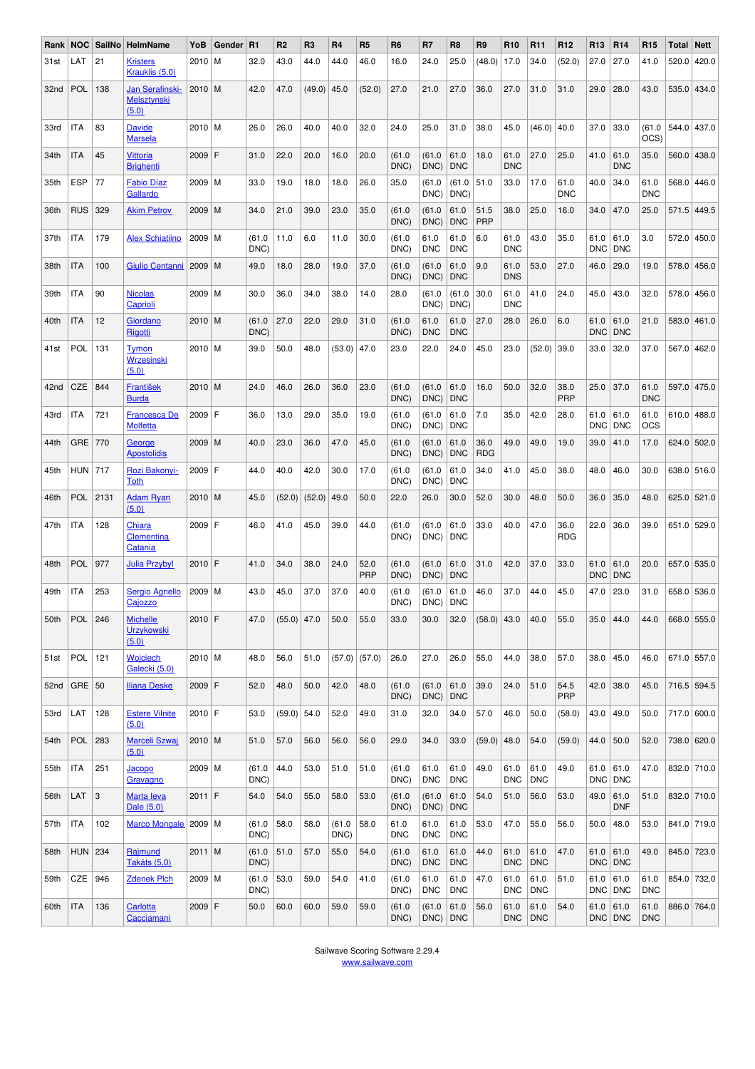| Rank | NOC | SailNo | HelmName | YoB | Gender | R1 | R2 | R3 | R4 | R5 | R6 | R7 | R8 | R9 | R10 | R11 | R12 | R13 | R14 | R15 | Total | Nett |
|---|---|---|---|---|---|---|---|---|---|---|---|---|---|---|---|---|---|---|---|---|---|---|
| 31st | LAT | 21 | Kristers Krauklis (5.0) | 2010 | M | 32.0 | 43.0 | 44.0 | 44.0 | 46.0 | 16.0 | 24.0 | 25.0 | (48.0) | 17.0 | 34.0 | (52.0) | 27.0 | 27.0 | 41.0 | 520.0 | 420.0 |
| 32nd | POL | 138 | Jan Serafinski-Melsztynski (5.0) | 2010 | M | 42.0 | 47.0 | (49.0) | 45.0 | (52.0) | 27.0 | 21.0 | 27.0 | 36.0 | 27.0 | 31.0 | 31.0 | 29.0 | 28.0 | 43.0 | 535.0 | 434.0 |
| 33rd | ITA | 83 | Davide Marsela | 2010 | M | 26.0 | 26.0 | 40.0 | 40.0 | 32.0 | 24.0 | 25.0 | 31.0 | 38.0 | 45.0 | (46.0) | 40.0 | 37.0 | 33.0 | (61.0 OCS) | 544.0 | 437.0 |
| 34th | ITA | 45 | Vittoria Brighenti | 2009 | F | 31.0 | 22.0 | 20.0 | 16.0 | 20.0 | (61.0 DNC) | (61.0 DNC) | 61.0 DNC | 18.0 | 61.0 DNC | 27.0 | 25.0 | 41.0 | 61.0 DNC | 35.0 | 560.0 | 438.0 |
| 35th | ESP | 77 | Fabio Díaz Gallardo | 2009 | M | 33.0 | 19.0 | 18.0 | 18.0 | 26.0 | 35.0 | (61.0 DNC) | (61.0 DNC) | 51.0 | 33.0 | 17.0 | 61.0 DNC | 40.0 | 34.0 | 61.0 DNC | 568.0 | 446.0 |
| 36th | RUS | 329 | Akim Petrov | 2009 | M | 34.0 | 21.0 | 39.0 | 23.0 | 35.0 | (61.0 DNC) | (61.0 DNC) | 61.0 DNC | 51.5 PRP | 38.0 | 25.0 | 16.0 | 34.0 | 47.0 | 25.0 | 571.5 | 449.5 |
| 37th | ITA | 179 | Alex Schiatiino | 2009 | M | (61.0 DNC) | 11.0 | 6.0 | 11.0 | 30.0 | (61.0 DNC) | 61.0 DNC | 61.0 DNC | 6.0 | 61.0 DNC | 43.0 | 35.0 | 61.0 DNC | 61.0 DNC | 3.0 | 572.0 | 450.0 |
| 38th | ITA | 100 | Giulio Centanni | 2009 | M | 49.0 | 18.0 | 28.0 | 19.0 | 37.0 | (61.0 DNC) | (61.0 DNC) | 61.0 DNC | 9.0 | 61.0 DNS | 53.0 | 27.0 | 46.0 | 29.0 | 19.0 | 578.0 | 456.0 |
| 39th | ITA | 90 | Nicolas Caprioli | 2009 | M | 30.0 | 36.0 | 34.0 | 38.0 | 14.0 | 28.0 | (61.0 DNC) | (61.0 DNC) | 30.0 | 61.0 DNC | 41.0 | 24.0 | 45.0 | 43.0 | 32.0 | 578.0 | 456.0 |
| 40th | ITA | 12 | Giordano Rigotti | 2010 | M | (61.0 DNC) | 27.0 | 22.0 | 29.0 | 31.0 | (61.0 DNC) | 61.0 DNC | 61.0 DNC | 27.0 | 28.0 | 26.0 | 6.0 | 61.0 DNC | 61.0 DNC | 21.0 | 583.0 | 461.0 |
| 41st | POL | 131 | Tymon Wrzesinski (5.0) | 2010 | M | 39.0 | 50.0 | 48.0 | (53.0) | 47.0 | 23.0 | 22.0 | 24.0 | 45.0 | 23.0 | (52.0) | 39.0 | 33.0 | 32.0 | 37.0 | 567.0 | 462.0 |
| 42nd | CZE | 844 | František Burda | 2010 | M | 24.0 | 46.0 | 26.0 | 36.0 | 23.0 | (61.0 DNC) | (61.0 DNC) | 61.0 DNC | 16.0 | 50.0 | 32.0 | 38.0 PRP | 25.0 | 37.0 | 61.0 DNC | 597.0 | 475.0 |
| 43rd | ITA | 721 | Francesca De Molfetta | 2009 | F | 36.0 | 13.0 | 29.0 | 35.0 | 19.0 | (61.0 DNC) | (61.0 DNC) | 61.0 DNC | 7.0 | 35.0 | 42.0 | 28.0 | 61.0 DNC | 61.0 DNC | 61.0 OCS | 610.0 | 488.0 |
| 44th | GRE | 770 | George Apostolidis | 2009 | M | 40.0 | 23.0 | 36.0 | 47.0 | 45.0 | (61.0 DNC) | (61.0 DNC) | 61.0 DNC | 36.0 RDG | 49.0 | 49.0 | 19.0 | 39.0 | 41.0 | 17.0 | 624.0 | 502.0 |
| 45th | HUN | 717 | Rozi Bakonyi-Toth | 2009 | F | 44.0 | 40.0 | 42.0 | 30.0 | 17.0 | (61.0 DNC) | (61.0 DNC) | 61.0 DNC | 34.0 | 41.0 | 45.0 | 38.0 | 48.0 | 46.0 | 30.0 | 638.0 | 516.0 |
| 46th | POL | 2131 | Adam Ryan (5.0) | 2010 | M | 45.0 | (52.0) | (52.0) | 49.0 | 50.0 | 22.0 | 26.0 | 30.0 | 52.0 | 30.0 | 48.0 | 50.0 | 36.0 | 35.0 | 48.0 | 625.0 | 521.0 |
| 47th | ITA | 128 | Chiara Clementina Catania | 2009 | F | 46.0 | 41.0 | 45.0 | 39.0 | 44.0 | (61.0 DNC) | (61.0 DNC) | 61.0 DNC | 33.0 | 40.0 | 47.0 | 36.0 RDG | 22.0 | 36.0 | 39.0 | 651.0 | 529.0 |
| 48th | POL | 977 | Julia Przybyl | 2010 | F | 41.0 | 34.0 | 38.0 | 24.0 | 52.0 PRP | (61.0 DNC) | (61.0 DNC) | 61.0 DNC | 31.0 | 42.0 | 37.0 | 33.0 | 61.0 DNC | 61.0 DNC | 20.0 | 657.0 | 535.0 |
| 49th | ITA | 253 | Sergio Agnello Cajozzo | 2009 | M | 43.0 | 45.0 | 37.0 | 37.0 | 40.0 | (61.0 DNC) | (61.0 DNC) | 61.0 DNC | 46.0 | 37.0 | 44.0 | 45.0 | 47.0 | 23.0 | 31.0 | 658.0 | 536.0 |
| 50th | POL | 246 | Michelle Urzykowski (5.0) | 2010 | F | 47.0 | (55.0) | 47.0 | 50.0 | 55.0 | 33.0 | 30.0 | 32.0 | (58.0) | 43.0 | 40.0 | 55.0 | 35.0 | 44.0 | 44.0 | 668.0 | 555.0 |
| 51st | POL | 121 | Wojciech Galecki (5.0) | 2010 | M | 48.0 | 56.0 | 51.0 | (57.0) | (57.0) | 26.0 | 27.0 | 26.0 | 55.0 | 44.0 | 38.0 | 57.0 | 38.0 | 45.0 | 46.0 | 671.0 | 557.0 |
| 52nd | GRE | 50 | Iliana Deske | 2009 | F | 52.0 | 48.0 | 50.0 | 42.0 | 48.0 | (61.0 DNC) | (61.0 DNC) | 61.0 DNC | 39.0 | 24.0 | 51.0 | 54.5 PRP | 42.0 | 38.0 | 45.0 | 716.5 | 594.5 |
| 53rd | LAT | 128 | Estere Vilnite (5.0) | 2010 | F | 53.0 | (59.0) | 54.0 | 52.0 | 49.0 | 31.0 | 32.0 | 34.0 | 57.0 | 46.0 | 50.0 | (58.0) | 43.0 | 49.0 | 50.0 | 717.0 | 600.0 |
| 54th | POL | 283 | Marceli Szwaj (5.0) | 2010 | M | 51.0 | 57.0 | 56.0 | 56.0 | 56.0 | 29.0 | 34.0 | 33.0 | (59.0) | 48.0 | 54.0 | (59.0) | 44.0 | 50.0 | 52.0 | 738.0 | 620.0 |
| 55th | ITA | 251 | Jacopo Gravagno | 2009 | M | (61.0 DNC) | 44.0 | 53.0 | 51.0 | 51.0 | (61.0 DNC) | 61.0 DNC | 61.0 DNC | 49.0 | 61.0 DNC | 61.0 DNC | 49.0 | 61.0 DNC | 61.0 DNC | 47.0 | 832.0 | 710.0 |
| 56th | LAT | 3 | Marta Ieva Dale (5.0) | 2011 | F | 54.0 | 54.0 | 55.0 | 58.0 | 53.0 | (61.0 DNC) | (61.0 DNC) | 61.0 DNC | 54.0 | 51.0 | 56.0 | 53.0 | 49.0 | 61.0 DNF | 51.0 | 832.0 | 710.0 |
| 57th | ITA | 102 | Marco Mongale | 2009 | M | (61.0 DNC) | 58.0 | 58.0 | (61.0 DNC) | 58.0 | 61.0 DNC | 61.0 DNC | 61.0 DNC | 53.0 | 47.0 | 55.0 | 56.0 | 50.0 | 48.0 | 53.0 | 841.0 | 719.0 |
| 58th | HUN | 234 | Rajmund Takáts (5.0) | 2011 | M | (61.0 DNC) | 51.0 | 57.0 | 55.0 | 54.0 | (61.0 DNC) | 61.0 DNC | 61.0 DNC | 44.0 | 61.0 DNC | 61.0 DNC | 47.0 | 61.0 DNC | 61.0 DNC | 49.0 | 845.0 | 723.0 |
| 59th | CZE | 946 | Zdenek Plch | 2009 | M | (61.0 DNC) | 53.0 | 59.0 | 54.0 | 41.0 | (61.0 DNC) | 61.0 DNC | 61.0 DNC | 47.0 | 61.0 DNC | 61.0 DNC | 51.0 | 61.0 DNC | 61.0 DNC | 61.0 DNC | 854.0 | 732.0 |
| 60th | ITA | 136 | Carlotta Cacciamani | 2009 | F | 50.0 | 60.0 | 60.0 | 59.0 | 59.0 | (61.0 DNC) | (61.0 DNC) | 61.0 DNC | 56.0 | 61.0 DNC | 61.0 DNC | 54.0 | 61.0 DNC | 61.0 DNC | 61.0 DNC | 886.0 | 764.0 |

Sailwave Scoring Software 2.29.4
www.sailwave.com